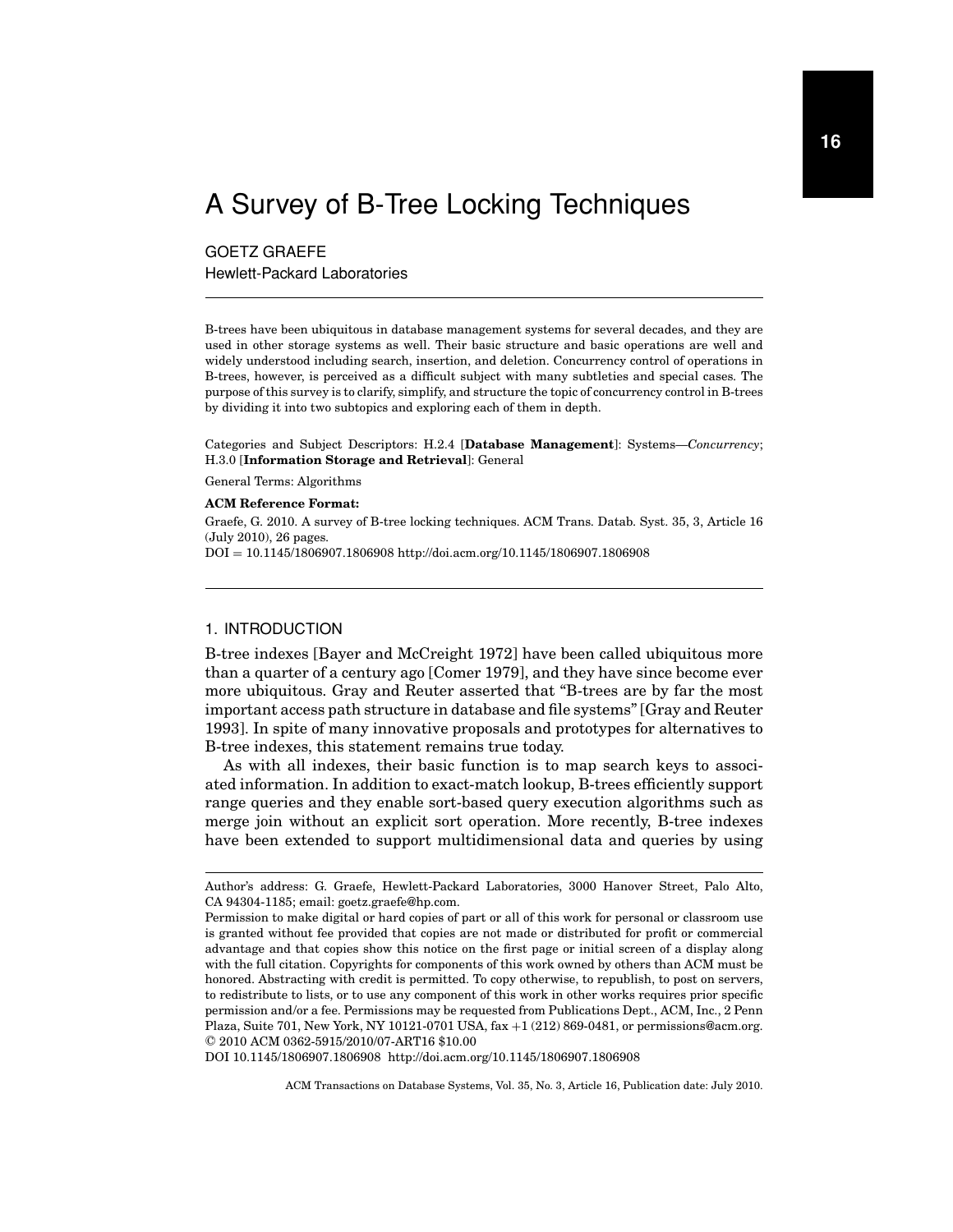# A Survey of B-Tree Locking Techniques

GOETZ GRAEFE
Hewlett-Packard Laboratories

B-trees have been ubiquitous in database management systems for several decades, and they are used in other storage systems as well. Their basic structure and basic operations are well and widely understood including search, insertion, and deletion. Concurrency control of operations in B-trees, however, is perceived as a difficult subject with many subtleties and special cases. The purpose of this survey is to clarify, simplify, and structure the topic of concurrency control in B-trees by dividing it into two subtopics and exploring each of them in depth.

Categories and Subject Descriptors: H.2.4 [**Database Management**]: Systems—*Concurrency*; H.3.0 [**Information Storage and Retrieval**]: General

General Terms: Algorithms

**ACM Reference Format:**

Graefe, G. 2010. A survey of B-tree locking techniques. ACM Trans. Datab. Syst. 35, 3, Article 16 (July 2010), 26 pages.
DOI = 10.1145/1806907.1806908 http://doi.acm.org/10.1145/1806907.1806908

## 1. INTRODUCTION

B-tree indexes [Bayer and McCreight 1972] have been called ubiquitous more than a quarter of a century ago [Comer 1979], and they have since become ever more ubiquitous. Gray and Reuter asserted that "B-trees are by far the most important access path structure in database and file systems" [Gray and Reuter 1993]. In spite of many innovative proposals and prototypes for alternatives to B-tree indexes, this statement remains true today.

As with all indexes, their basic function is to map search keys to associated information. In addition to exact-match lookup, B-trees efficiently support range queries and they enable sort-based query execution algorithms such as merge join without an explicit sort operation. More recently, B-tree indexes have been extended to support multidimensional data and queries by using

---

Author's address: G. Graefe, Hewlett-Packard Laboratories, 3000 Hanover Street, Palo Alto, CA 94304-1185; email: goetz.graefe@hp.com.

Permission to make digital or hard copies of part or all of this work for personal or classroom use is granted without fee provided that copies are not made or distributed for profit or commercial advantage and that copies show this notice on the first page or initial screen of a display along with the full citation. Copyrights for components of this work owned by others than ACM must be honored. Abstracting with credit is permitted. To copy otherwise, to republish, to post on servers, to redistribute to lists, or to use any component of this work in other works requires prior specific permission and/or a fee. Permissions may be requested from Publications Dept., ACM, Inc., 2 Penn Plaza, Suite 701, New York, NY 10121-0701 USA, fax +1 (212) 869-0481, or permissions@acm.org.
© 2010 ACM 0362-5915/2010/07-ART16 $10.00
DOI 10.1145/1806907.1806908 http://doi.acm.org/10.1145/1806907.1806908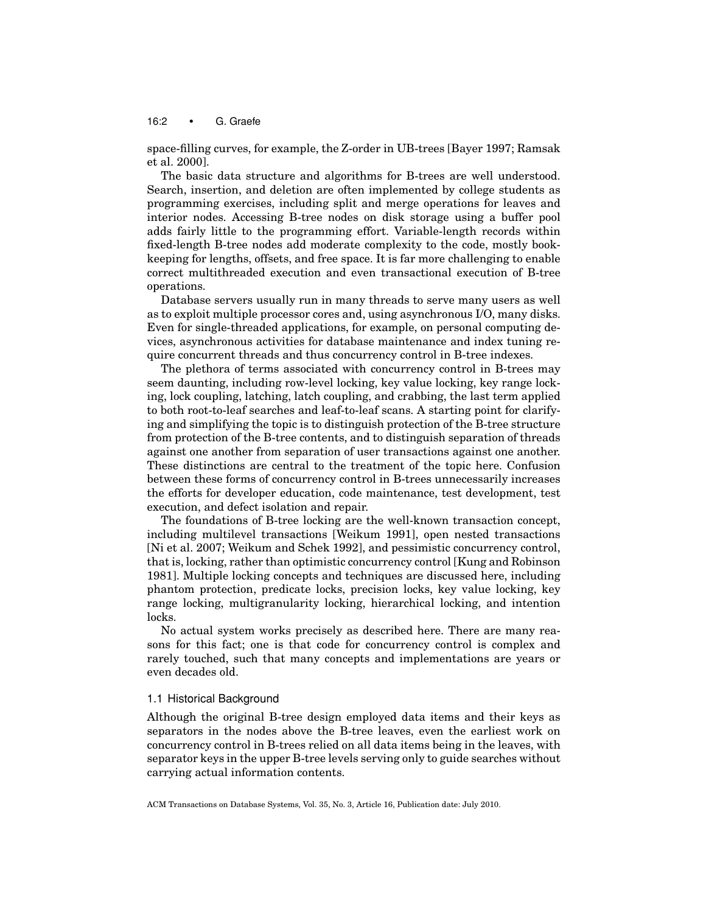space-filling curves, for example, the Z-order in UB-trees [Bayer 1997; Ramsak et al. 2000].

The basic data structure and algorithms for B-trees are well understood. Search, insertion, and deletion are often implemented by college students as programming exercises, including split and merge operations for leaves and interior nodes. Accessing B-tree nodes on disk storage using a buffer pool adds fairly little to the programming effort. Variable-length records within fixed-length B-tree nodes add moderate complexity to the code, mostly bookkeeping for lengths, offsets, and free space. It is far more challenging to enable correct multithreaded execution and even transactional execution of B-tree operations.

Database servers usually run in many threads to serve many users as well as to exploit multiple processor cores and, using asynchronous I/O, many disks. Even for single-threaded applications, for example, on personal computing devices, asynchronous activities for database maintenance and index tuning require concurrent threads and thus concurrency control in B-tree indexes.

The plethora of terms associated with concurrency control in B-trees may seem daunting, including row-level locking, key value locking, key range locking, lock coupling, latching, latch coupling, and crabbing, the last term applied to both root-to-leaf searches and leaf-to-leaf scans. A starting point for clarifying and simplifying the topic is to distinguish protection of the B-tree structure from protection of the B-tree contents, and to distinguish separation of threads against one another from separation of user transactions against one another. These distinctions are central to the treatment of the topic here. Confusion between these forms of concurrency control in B-trees unnecessarily increases the efforts for developer education, code maintenance, test development, test execution, and defect isolation and repair.

The foundations of B-tree locking are the well-known transaction concept, including multilevel transactions [Weikum 1991], open nested transactions [Ni et al. 2007; Weikum and Schek 1992], and pessimistic concurrency control, that is, locking, rather than optimistic concurrency control [Kung and Robinson 1981]. Multiple locking concepts and techniques are discussed here, including phantom protection, predicate locks, precision locks, key value locking, key range locking, multigranularity locking, hierarchical locking, and intention locks.

No actual system works precisely as described here. There are many reasons for this fact; one is that code for concurrency control is complex and rarely touched, such that many concepts and implementations are years or even decades old.

### 1.1 Historical Background

Although the original B-tree design employed data items and their keys as separators in the nodes above the B-tree leaves, even the earliest work on concurrency control in B-trees relied on all data items being in the leaves, with separator keys in the upper B-tree levels serving only to guide searches without carrying actual information contents.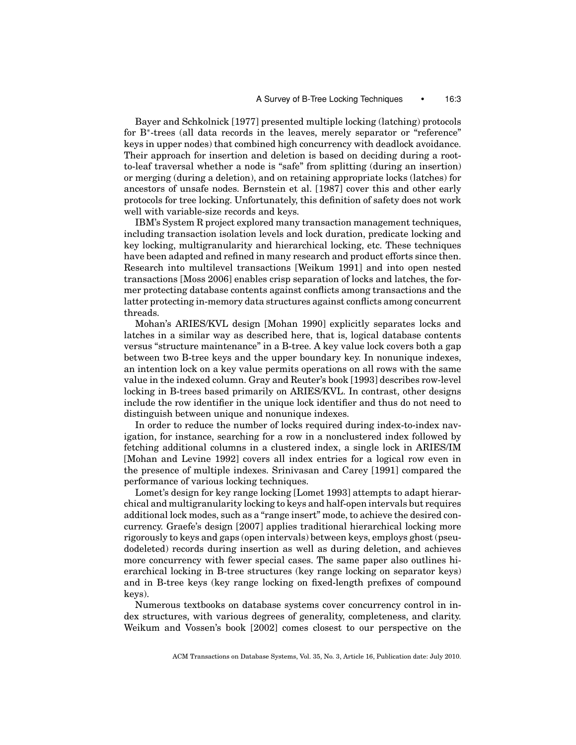Bayer and Schkolnick [1977] presented multiple locking (latching) protocols for B*-trees (all data records in the leaves, merely separator or "reference" keys in upper nodes) that combined high concurrency with deadlock avoidance. Their approach for insertion and deletion is based on deciding during a root-to-leaf traversal whether a node is "safe" from splitting (during an insertion) or merging (during a deletion), and on retaining appropriate locks (latches) for ancestors of unsafe nodes. Bernstein et al. [1987] cover this and other early protocols for tree locking. Unfortunately, this definition of safety does not work well with variable-size records and keys.

IBM's System R project explored many transaction management techniques, including transaction isolation levels and lock duration, predicate locking and key locking, multigranularity and hierarchical locking, etc. These techniques have been adapted and refined in many research and product efforts since then. Research into multilevel transactions [Weikum 1991] and into open nested transactions [Moss 2006] enables crisp separation of locks and latches, the former protecting database contents against conflicts among transactions and the latter protecting in-memory data structures against conflicts among concurrent threads.

Mohan's ARIES/KVL design [Mohan 1990] explicitly separates locks and latches in a similar way as described here, that is, logical database contents versus "structure maintenance" in a B-tree. A key value lock covers both a gap between two B-tree keys and the upper boundary key. In nonunique indexes, an intention lock on a key value permits operations on all rows with the same value in the indexed column. Gray and Reuter's book [1993] describes row-level locking in B-trees based primarily on ARIES/KVL. In contrast, other designs include the row identifier in the unique lock identifier and thus do not need to distinguish between unique and nonunique indexes.

In order to reduce the number of locks required during index-to-index navigation, for instance, searching for a row in a nonclustered index followed by fetching additional columns in a clustered index, a single lock in ARIES/IM [Mohan and Levine 1992] covers all index entries for a logical row even in the presence of multiple indexes. Srinivasan and Carey [1991] compared the performance of various locking techniques.

Lomet's design for key range locking [Lomet 1993] attempts to adapt hierarchical and multigranularity locking to keys and half-open intervals but requires additional lock modes, such as a "range insert" mode, to achieve the desired concurrency. Graefe's design [2007] applies traditional hierarchical locking more rigorously to keys and gaps (open intervals) between keys, employs ghost (pseudodeleted) records during insertion as well as during deletion, and achieves more concurrency with fewer special cases. The same paper also outlines hierarchical locking in B-tree structures (key range locking on separator keys) and in B-tree keys (key range locking on fixed-length prefixes of compound keys).

Numerous textbooks on database systems cover concurrency control in index structures, with various degrees of generality, completeness, and clarity. Weikum and Vossen's book [2002] comes closest to our perspective on the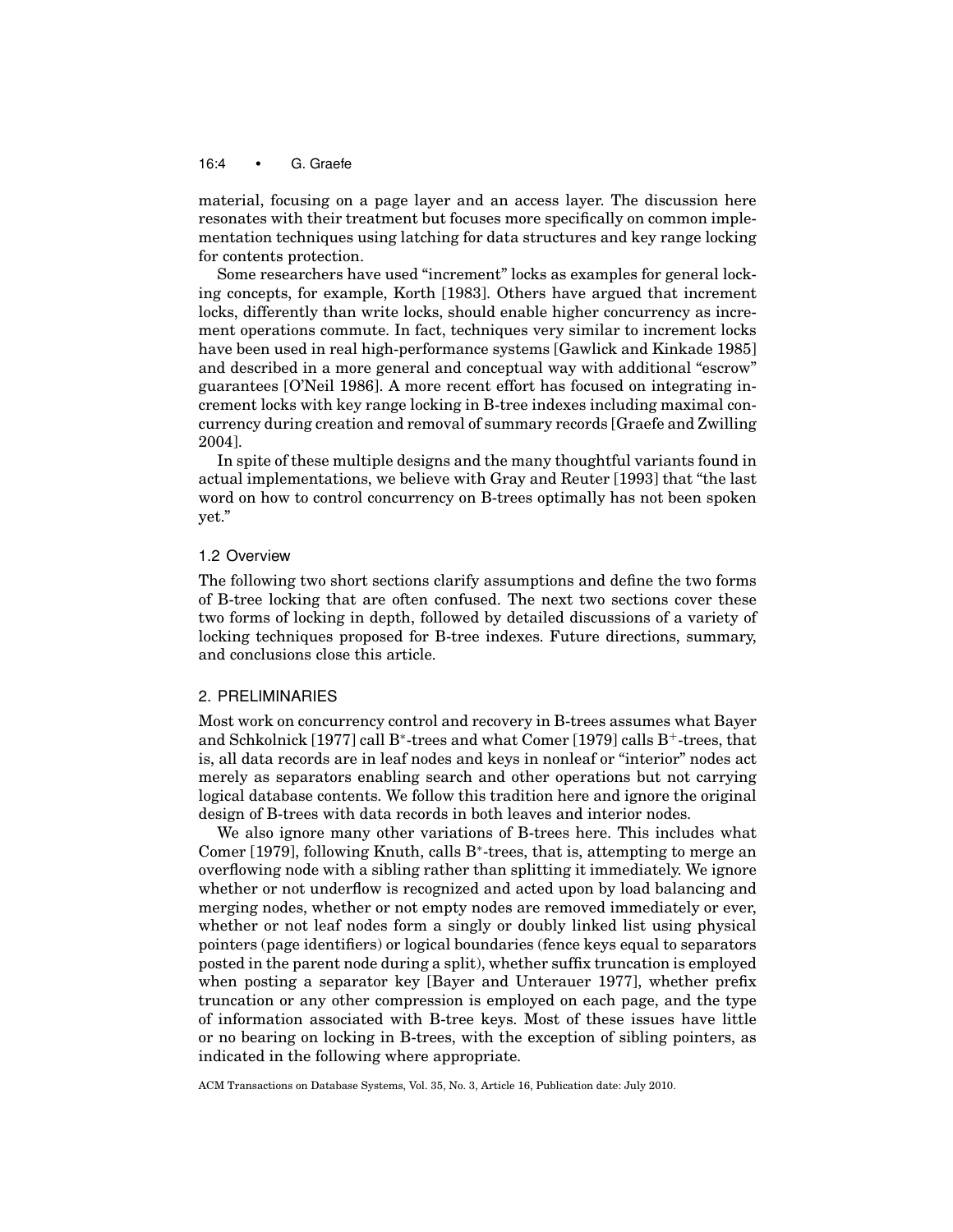material, focusing on a page layer and an access layer. The discussion here resonates with their treatment but focuses more specifically on common implementation techniques using latching for data structures and key range locking for contents protection.

Some researchers have used "increment" locks as examples for general locking concepts, for example, Korth [1983]. Others have argued that increment locks, differently than write locks, should enable higher concurrency as increment operations commute. In fact, techniques very similar to increment locks have been used in real high-performance systems [Gawlick and Kinkade 1985] and described in a more general and conceptual way with additional "escrow" guarantees [O'Neil 1986]. A more recent effort has focused on integrating increment locks with key range locking in B-tree indexes including maximal concurrency during creation and removal of summary records [Graefe and Zwilling 2004].

In spite of these multiple designs and the many thoughtful variants found in actual implementations, we believe with Gray and Reuter [1993] that "the last word on how to control concurrency on B-trees optimally has not been spoken yet."

### 1.2 Overview

The following two short sections clarify assumptions and define the two forms of B-tree locking that are often confused. The next two sections cover these two forms of locking in depth, followed by detailed discussions of a variety of locking techniques proposed for B-tree indexes. Future directions, summary, and conclusions close this article.

## 2. PRELIMINARIES

Most work on concurrency control and recovery in B-trees assumes what Bayer and Schkolnick [1977] call $B^*$-trees and what Comer [1979] calls $B^+$-trees, that is, all data records are in leaf nodes and keys in nonleaf or "interior" nodes act merely as separators enabling search and other operations but not carrying logical database contents. We follow this tradition here and ignore the original design of B-trees with data records in both leaves and interior nodes.

We also ignore many other variations of B-trees here. This includes what Comer [1979], following Knuth, calls $B^*$-trees, that is, attempting to merge an overflowing node with a sibling rather than splitting it immediately. We ignore whether or not underflow is recognized and acted upon by load balancing and merging nodes, whether or not empty nodes are removed immediately or ever, whether or not leaf nodes form a singly or doubly linked list using physical pointers (page identifiers) or logical boundaries (fence keys equal to separators posted in the parent node during a split), whether suffix truncation is employed when posting a separator key [Bayer and Unterauer 1977], whether prefix truncation or any other compression is employed on each page, and the type of information associated with B-tree keys. Most of these issues have little or no bearing on locking in B-trees, with the exception of sibling pointers, as indicated in the following where appropriate.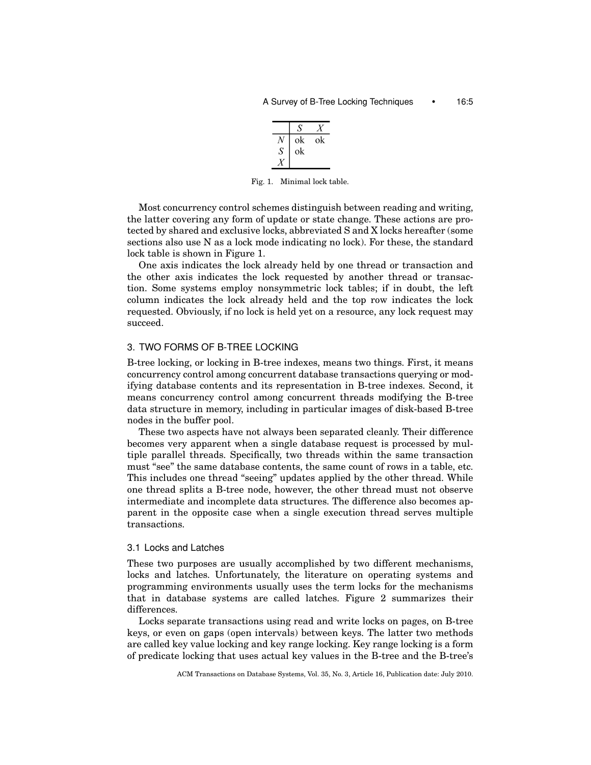| | S | X |
|---|---|---|
| N | ok | ok |
| S | ok | |
| X | | |

Fig. 1. Minimal lock table.

Most concurrency control schemes distinguish between reading and writing, the latter covering any form of update or state change. These actions are protected by shared and exclusive locks, abbreviated S and X locks hereafter (some sections also use N as a lock mode indicating no lock). For these, the standard lock table is shown in Figure 1.

One axis indicates the lock already held by one thread or transaction and the other axis indicates the lock requested by another thread or transaction. Some systems employ nonsymmetric lock tables; if in doubt, the left column indicates the lock already held and the top row indicates the lock requested. Obviously, if no lock is held yet on a resource, any lock request may succeed.

## 3. TWO FORMS OF B-TREE LOCKING

B-tree locking, or locking in B-tree indexes, means two things. First, it means concurrency control among concurrent database transactions querying or modifying database contents and its representation in B-tree indexes. Second, it means concurrency control among concurrent threads modifying the B-tree data structure in memory, including in particular images of disk-based B-tree nodes in the buffer pool.

These two aspects have not always been separated cleanly. Their difference becomes very apparent when a single database request is processed by multiple parallel threads. Specifically, two threads within the same transaction must "see" the same database contents, the same count of rows in a table, etc. This includes one thread "seeing" updates applied by the other thread. While one thread splits a B-tree node, however, the other thread must not observe intermediate and incomplete data structures. The difference also becomes apparent in the opposite case when a single execution thread serves multiple transactions.

### 3.1 Locks and Latches

These two purposes are usually accomplished by two different mechanisms, locks and latches. Unfortunately, the literature on operating systems and programming environments usually uses the term locks for the mechanisms that in database systems are called latches. Figure 2 summarizes their differences.

Locks separate transactions using read and write locks on pages, on B-tree keys, or even on gaps (open intervals) between keys. The latter two methods are called key value locking and key range locking. Key range locking is a form of predicate locking that uses actual key values in the B-tree and the B-tree's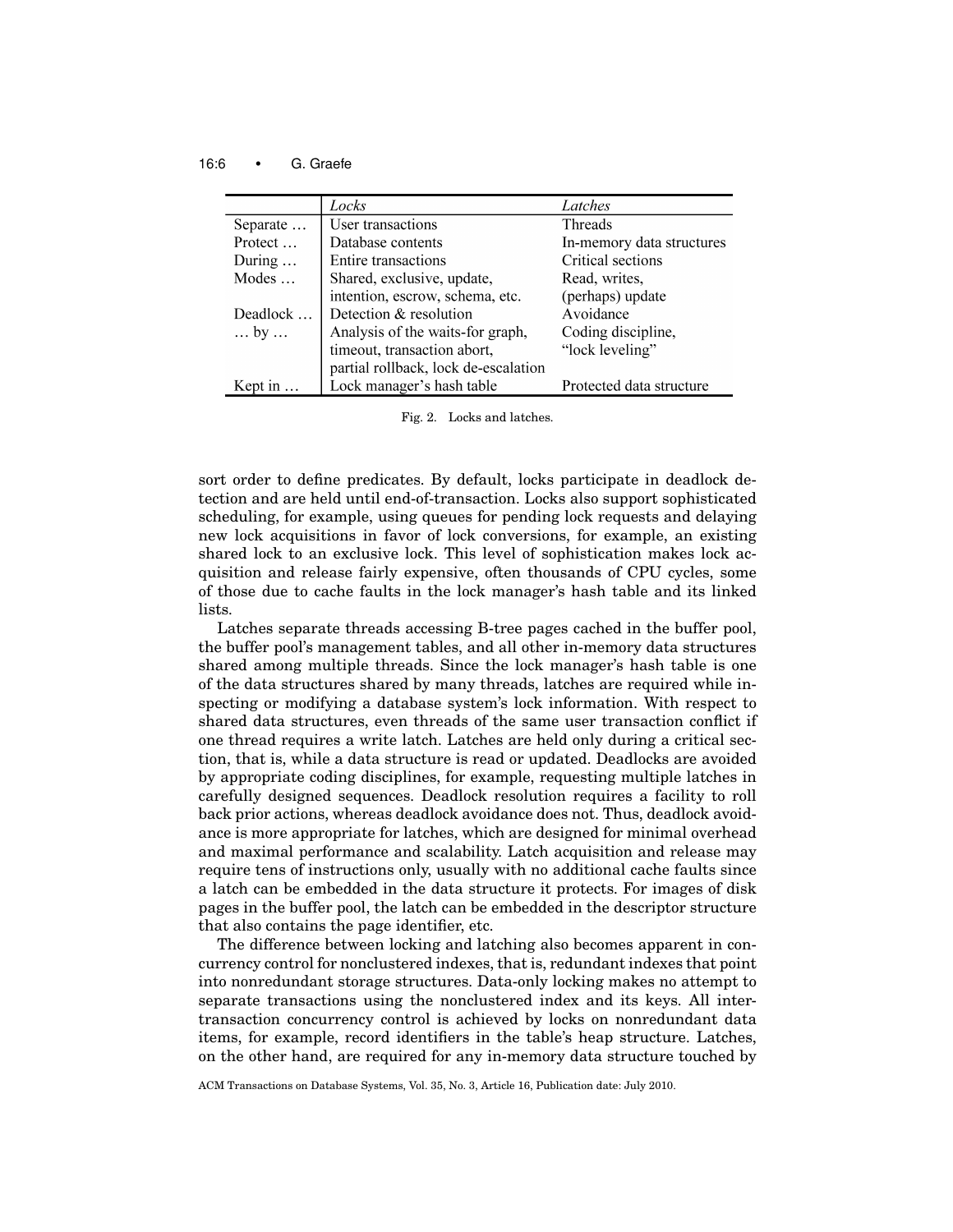| | *Locks* | *Latches* |
|---|---|---|
| Separate … | User transactions | Threads |
| Protect … | Database contents | In-memory data structures |
| During … | Entire transactions | Critical sections |
| Modes … | Shared, exclusive, update, intention, escrow, schema, etc. | Read, writes, (perhaps) update |
| Deadlock … | Detection & resolution | Avoidance |
| … by … | Analysis of the waits-for graph, timeout, transaction abort, partial rollback, lock de-escalation | Coding discipline, "lock leveling" |
| Kept in … | Lock manager's hash table | Protected data structure |

Fig. 2. Locks and latches.

sort order to define predicates. By default, locks participate in deadlock detection and are held until end-of-transaction. Locks also support sophisticated scheduling, for example, using queues for pending lock requests and delaying new lock acquisitions in favor of lock conversions, for example, an existing shared lock to an exclusive lock. This level of sophistication makes lock acquisition and release fairly expensive, often thousands of CPU cycles, some of those due to cache faults in the lock manager's hash table and its linked lists.

Latches separate threads accessing B-tree pages cached in the buffer pool, the buffer pool's management tables, and all other in-memory data structures shared among multiple threads. Since the lock manager's hash table is one of the data structures shared by many threads, latches are required while inspecting or modifying a database system's lock information. With respect to shared data structures, even threads of the same user transaction conflict if one thread requires a write latch. Latches are held only during a critical section, that is, while a data structure is read or updated. Deadlocks are avoided by appropriate coding disciplines, for example, requesting multiple latches in carefully designed sequences. Deadlock resolution requires a facility to roll back prior actions, whereas deadlock avoidance does not. Thus, deadlock avoidance is more appropriate for latches, which are designed for minimal overhead and maximal performance and scalability. Latch acquisition and release may require tens of instructions only, usually with no additional cache faults since a latch can be embedded in the data structure it protects. For images of disk pages in the buffer pool, the latch can be embedded in the descriptor structure that also contains the page identifier, etc.

The difference between locking and latching also becomes apparent in concurrency control for nonclustered indexes, that is, redundant indexes that point into nonredundant storage structures. Data-only locking makes no attempt to separate transactions using the nonclustered index and its keys. All inter-transaction concurrency control is achieved by locks on nonredundant data items, for example, record identifiers in the table's heap structure. Latches, on the other hand, are required for any in-memory data structure touched by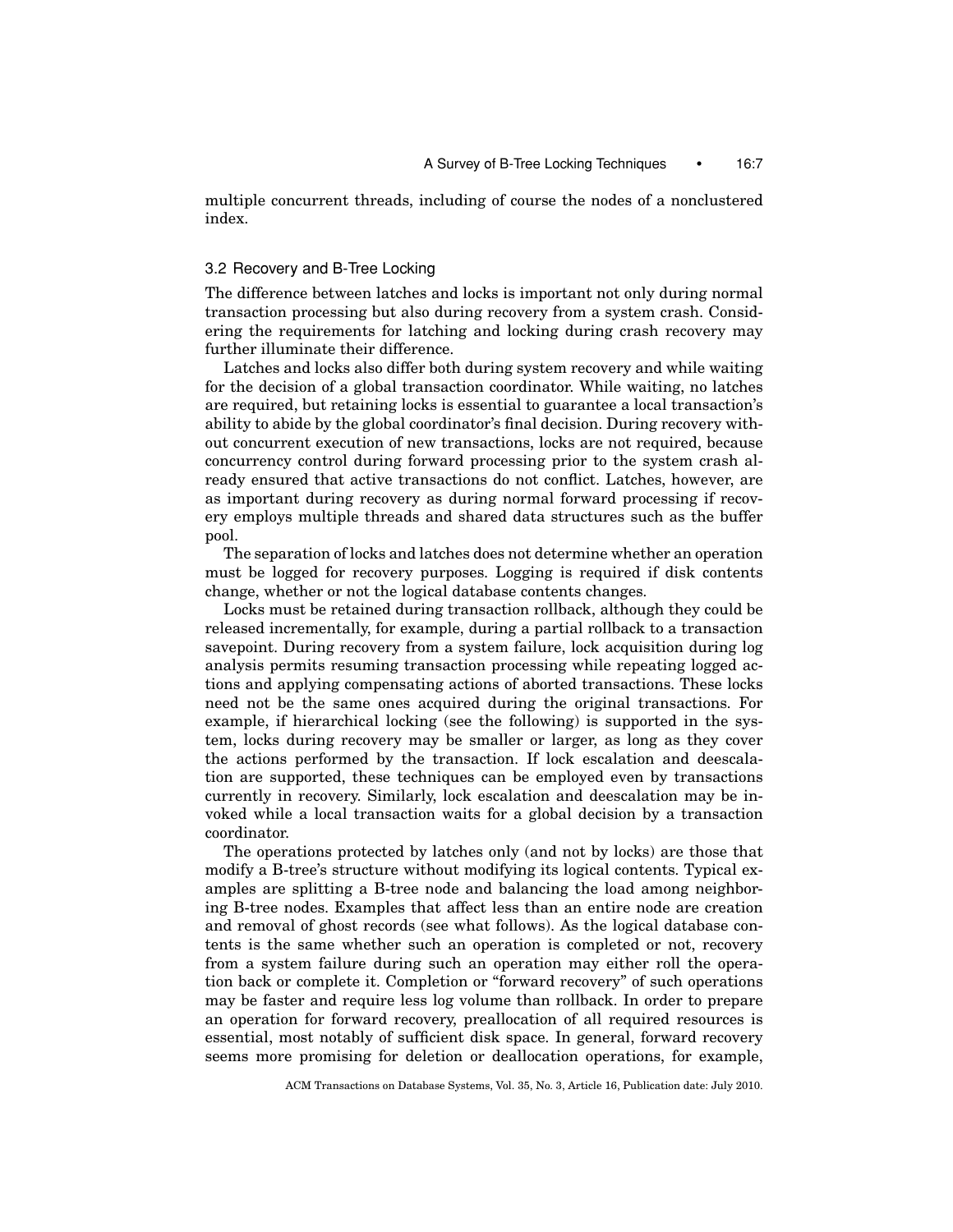multiple concurrent threads, including of course the nodes of a nonclustered index.

### 3.2 Recovery and B-Tree Locking

The difference between latches and locks is important not only during normal transaction processing but also during recovery from a system crash. Considering the requirements for latching and locking during crash recovery may further illuminate their difference.

Latches and locks also differ both during system recovery and while waiting for the decision of a global transaction coordinator. While waiting, no latches are required, but retaining locks is essential to guarantee a local transaction's ability to abide by the global coordinator's final decision. During recovery without concurrent execution of new transactions, locks are not required, because concurrency control during forward processing prior to the system crash already ensured that active transactions do not conflict. Latches, however, are as important during recovery as during normal forward processing if recovery employs multiple threads and shared data structures such as the buffer pool.

The separation of locks and latches does not determine whether an operation must be logged for recovery purposes. Logging is required if disk contents change, whether or not the logical database contents changes.

Locks must be retained during transaction rollback, although they could be released incrementally, for example, during a partial rollback to a transaction savepoint. During recovery from a system failure, lock acquisition during log analysis permits resuming transaction processing while repeating logged actions and applying compensating actions of aborted transactions. These locks need not be the same ones acquired during the original transactions. For example, if hierarchical locking (see the following) is supported in the system, locks during recovery may be smaller or larger, as long as they cover the actions performed by the transaction. If lock escalation and deescalation are supported, these techniques can be employed even by transactions currently in recovery. Similarly, lock escalation and deescalation may be invoked while a local transaction waits for a global decision by a transaction coordinator.

The operations protected by latches only (and not by locks) are those that modify a B-tree's structure without modifying its logical contents. Typical examples are splitting a B-tree node and balancing the load among neighboring B-tree nodes. Examples that affect less than an entire node are creation and removal of ghost records (see what follows). As the logical database contents is the same whether such an operation is completed or not, recovery from a system failure during such an operation may either roll the operation back or complete it. Completion or "forward recovery" of such operations may be faster and require less log volume than rollback. In order to prepare an operation for forward recovery, preallocation of all required resources is essential, most notably of sufficient disk space. In general, forward recovery seems more promising for deletion or deallocation operations, for example,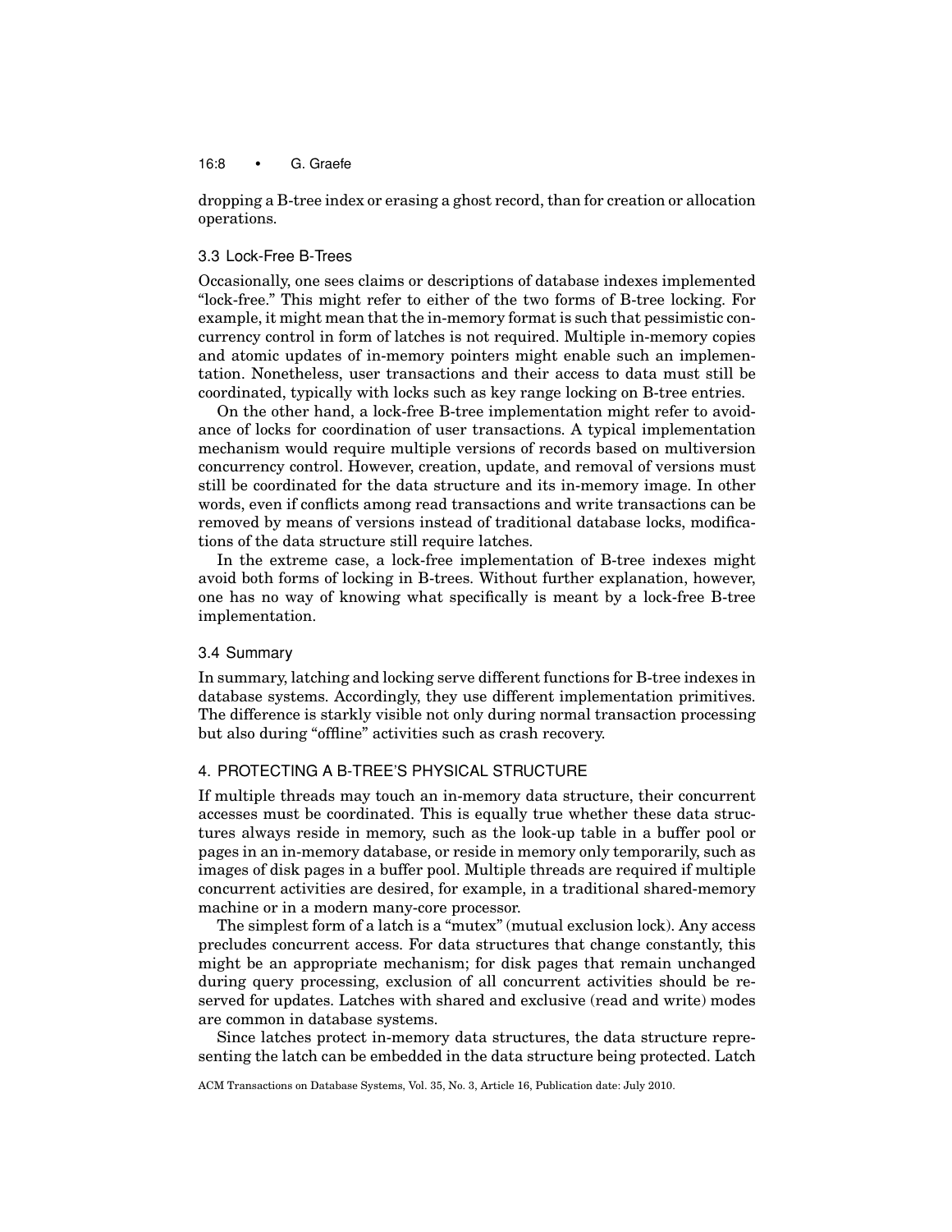dropping a B-tree index or erasing a ghost record, than for creation or allocation operations.

### 3.3 Lock-Free B-Trees

Occasionally, one sees claims or descriptions of database indexes implemented "lock-free." This might refer to either of the two forms of B-tree locking. For example, it might mean that the in-memory format is such that pessimistic concurrency control in form of latches is not required. Multiple in-memory copies and atomic updates of in-memory pointers might enable such an implementation. Nonetheless, user transactions and their access to data must still be coordinated, typically with locks such as key range locking on B-tree entries.

On the other hand, a lock-free B-tree implementation might refer to avoidance of locks for coordination of user transactions. A typical implementation mechanism would require multiple versions of records based on multiversion concurrency control. However, creation, update, and removal of versions must still be coordinated for the data structure and its in-memory image. In other words, even if conflicts among read transactions and write transactions can be removed by means of versions instead of traditional database locks, modifications of the data structure still require latches.

In the extreme case, a lock-free implementation of B-tree indexes might avoid both forms of locking in B-trees. Without further explanation, however, one has no way of knowing what specifically is meant by a lock-free B-tree implementation.

### 3.4 Summary

In summary, latching and locking serve different functions for B-tree indexes in database systems. Accordingly, they use different implementation primitives. The difference is starkly visible not only during normal transaction processing but also during "offline" activities such as crash recovery.

## 4. PROTECTING A B-TREE'S PHYSICAL STRUCTURE

If multiple threads may touch an in-memory data structure, their concurrent accesses must be coordinated. This is equally true whether these data structures always reside in memory, such as the look-up table in a buffer pool or pages in an in-memory database, or reside in memory only temporarily, such as images of disk pages in a buffer pool. Multiple threads are required if multiple concurrent activities are desired, for example, in a traditional shared-memory machine or in a modern many-core processor.

The simplest form of a latch is a "mutex" (mutual exclusion lock). Any access precludes concurrent access. For data structures that change constantly, this might be an appropriate mechanism; for disk pages that remain unchanged during query processing, exclusion of all concurrent activities should be reserved for updates. Latches with shared and exclusive (read and write) modes are common in database systems.

Since latches protect in-memory data structures, the data structure representing the latch can be embedded in the data structure being protected. Latch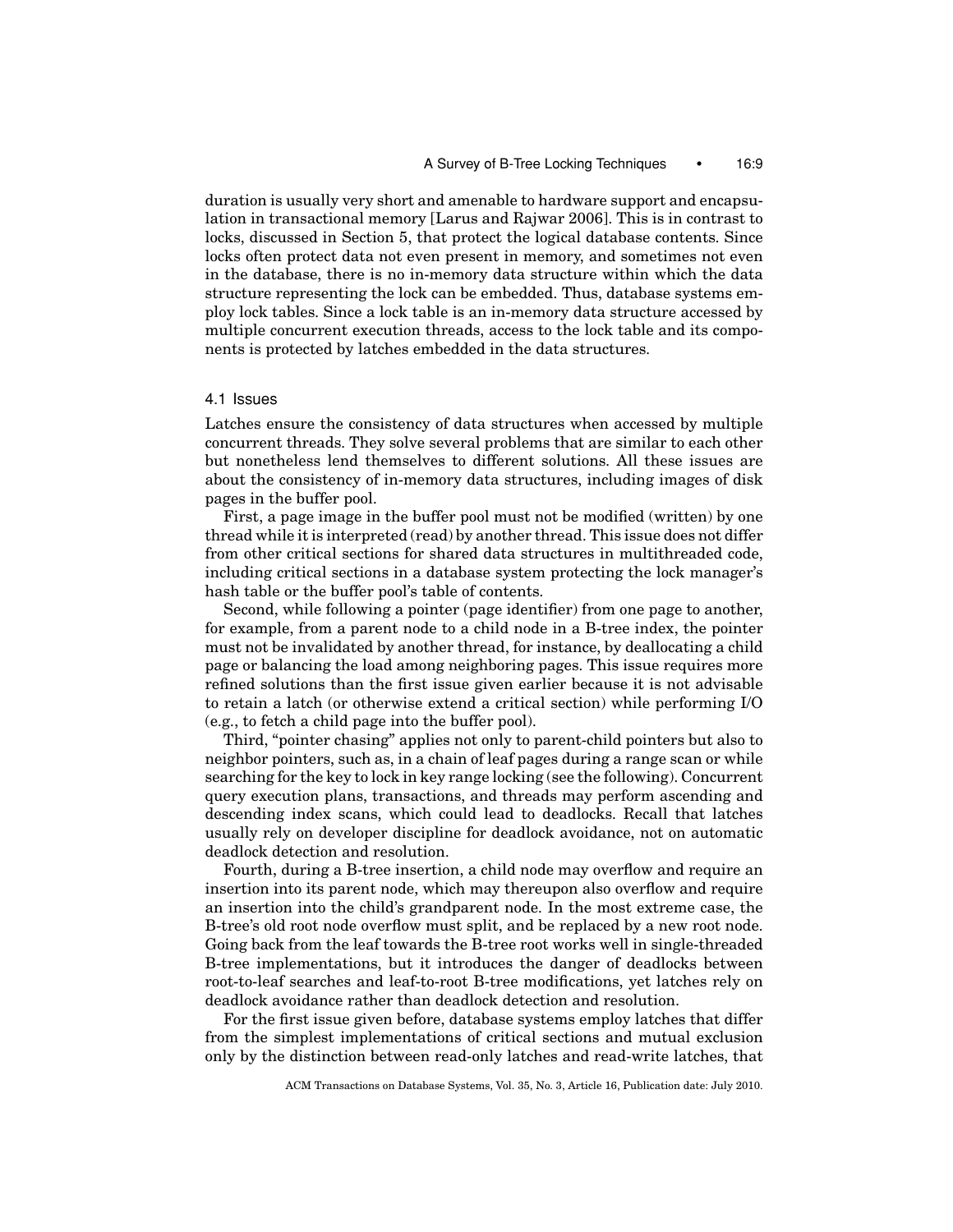duration is usually very short and amenable to hardware support and encapsulation in transactional memory [Larus and Rajwar 2006]. This is in contrast to locks, discussed in Section 5, that protect the logical database contents. Since locks often protect data not even present in memory, and sometimes not even in the database, there is no in-memory data structure within which the data structure representing the lock can be embedded. Thus, database systems employ lock tables. Since a lock table is an in-memory data structure accessed by multiple concurrent execution threads, access to the lock table and its components is protected by latches embedded in the data structures.

### 4.1 Issues

Latches ensure the consistency of data structures when accessed by multiple concurrent threads. They solve several problems that are similar to each other but nonetheless lend themselves to different solutions. All these issues are about the consistency of in-memory data structures, including images of disk pages in the buffer pool.

First, a page image in the buffer pool must not be modified (written) by one thread while it is interpreted (read) by another thread. This issue does not differ from other critical sections for shared data structures in multithreaded code, including critical sections in a database system protecting the lock manager's hash table or the buffer pool's table of contents.

Second, while following a pointer (page identifier) from one page to another, for example, from a parent node to a child node in a B-tree index, the pointer must not be invalidated by another thread, for instance, by deallocating a child page or balancing the load among neighboring pages. This issue requires more refined solutions than the first issue given earlier because it is not advisable to retain a latch (or otherwise extend a critical section) while performing I/O (e.g., to fetch a child page into the buffer pool).

Third, "pointer chasing" applies not only to parent-child pointers but also to neighbor pointers, such as, in a chain of leaf pages during a range scan or while searching for the key to lock in key range locking (see the following). Concurrent query execution plans, transactions, and threads may perform ascending and descending index scans, which could lead to deadlocks. Recall that latches usually rely on developer discipline for deadlock avoidance, not on automatic deadlock detection and resolution.

Fourth, during a B-tree insertion, a child node may overflow and require an insertion into its parent node, which may thereupon also overflow and require an insertion into the child's grandparent node. In the most extreme case, the B-tree's old root node overflow must split, and be replaced by a new root node. Going back from the leaf towards the B-tree root works well in single-threaded B-tree implementations, but it introduces the danger of deadlocks between root-to-leaf searches and leaf-to-root B-tree modifications, yet latches rely on deadlock avoidance rather than deadlock detection and resolution.

For the first issue given before, database systems employ latches that differ from the simplest implementations of critical sections and mutual exclusion only by the distinction between read-only latches and read-write latches, that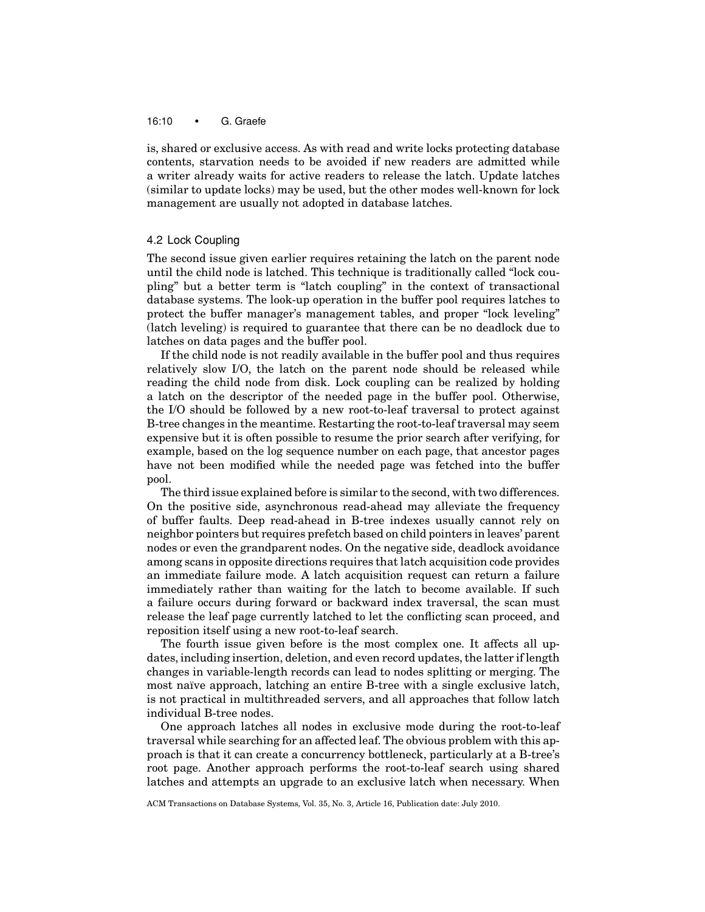is, shared or exclusive access. As with read and write locks protecting database contents, starvation needs to be avoided if new readers are admitted while a writer already waits for active readers to release the latch. Update latches (similar to update locks) may be used, but the other modes well-known for lock management are usually not adopted in database latches.

## 4.2 Lock Coupling

The second issue given earlier requires retaining the latch on the parent node until the child node is latched. This technique is traditionally called "lock coupling" but a better term is "latch coupling" in the context of transactional database systems. The look-up operation in the buffer pool requires latches to protect the buffer manager's management tables, and proper "lock leveling" (latch leveling) is required to guarantee that there can be no deadlock due to latches on data pages and the buffer pool.

If the child node is not readily available in the buffer pool and thus requires relatively slow I/O, the latch on the parent node should be released while reading the child node from disk. Lock coupling can be realized by holding a latch on the descriptor of the needed page in the buffer pool. Otherwise, the I/O should be followed by a new root-to-leaf traversal to protect against B-tree changes in the meantime. Restarting the root-to-leaf traversal may seem expensive but it is often possible to resume the prior search after verifying, for example, based on the log sequence number on each page, that ancestor pages have not been modified while the needed page was fetched into the buffer pool.

The third issue explained before is similar to the second, with two differences. On the positive side, asynchronous read-ahead may alleviate the frequency of buffer faults. Deep read-ahead in B-tree indexes usually cannot rely on neighbor pointers but requires prefetch based on child pointers in leaves' parent nodes or even the grandparent nodes. On the negative side, deadlock avoidance among scans in opposite directions requires that latch acquisition code provides an immediate failure mode. A latch acquisition request can return a failure immediately rather than waiting for the latch to become available. If such a failure occurs during forward or backward index traversal, the scan must release the leaf page currently latched to let the conflicting scan proceed, and reposition itself using a new root-to-leaf search.

The fourth issue given before is the most complex one. It affects all updates, including insertion, deletion, and even record updates, the latter if length changes in variable-length records can lead to nodes splitting or merging. The most naïve approach, latching an entire B-tree with a single exclusive latch, is not practical in multithreaded servers, and all approaches that follow latch individual B-tree nodes.

One approach latches all nodes in exclusive mode during the root-to-leaf traversal while searching for an affected leaf. The obvious problem with this approach is that it can create a concurrency bottleneck, particularly at a B-tree's root page. Another approach performs the root-to-leaf search using shared latches and attempts an upgrade to an exclusive latch when necessary. When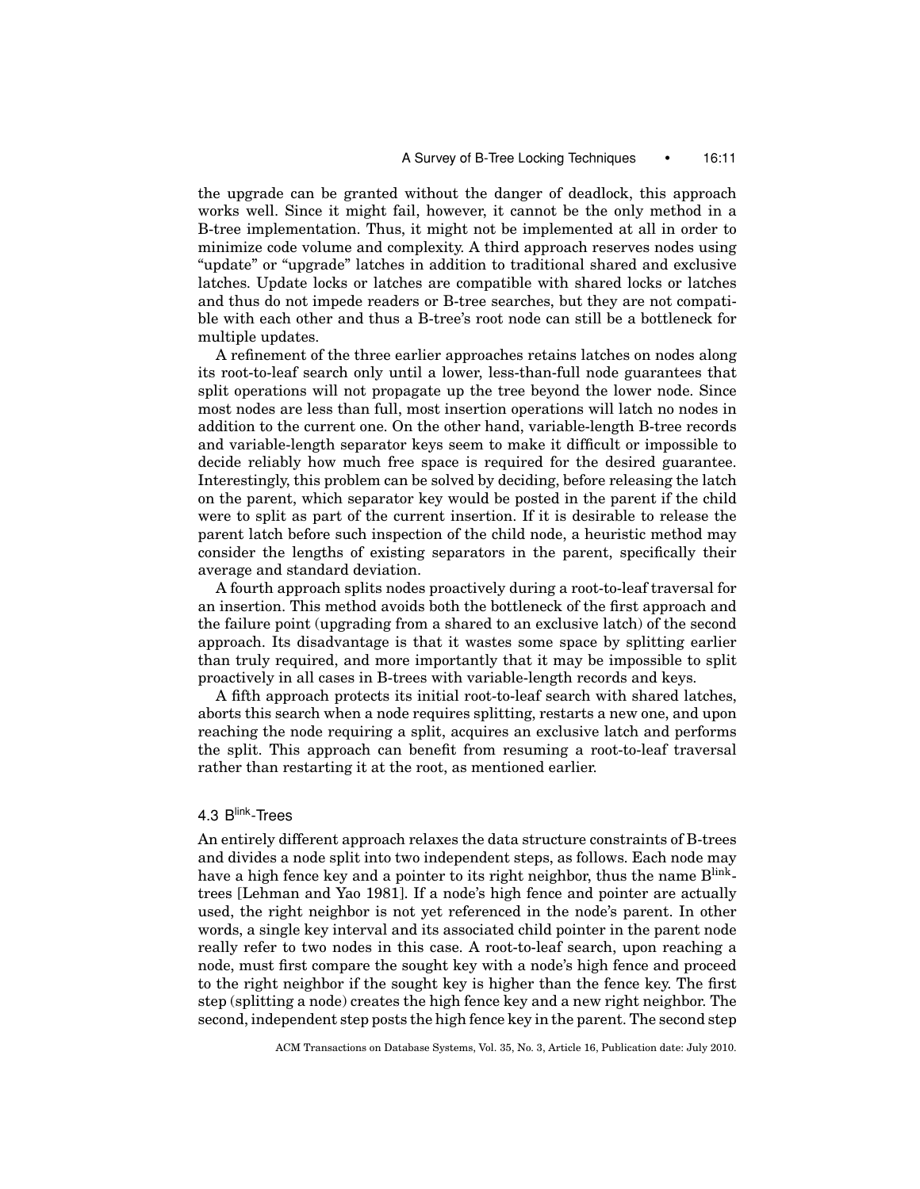the upgrade can be granted without the danger of deadlock, this approach works well. Since it might fail, however, it cannot be the only method in a B-tree implementation. Thus, it might not be implemented at all in order to minimize code volume and complexity. A third approach reserves nodes using "update" or "upgrade" latches in addition to traditional shared and exclusive latches. Update locks or latches are compatible with shared locks or latches and thus do not impede readers or B-tree searches, but they are not compatible with each other and thus a B-tree's root node can still be a bottleneck for multiple updates.

A refinement of the three earlier approaches retains latches on nodes along its root-to-leaf search only until a lower, less-than-full node guarantees that split operations will not propagate up the tree beyond the lower node. Since most nodes are less than full, most insertion operations will latch no nodes in addition to the current one. On the other hand, variable-length B-tree records and variable-length separator keys seem to make it difficult or impossible to decide reliably how much free space is required for the desired guarantee. Interestingly, this problem can be solved by deciding, before releasing the latch on the parent, which separator key would be posted in the parent if the child were to split as part of the current insertion. If it is desirable to release the parent latch before such inspection of the child node, a heuristic method may consider the lengths of existing separators in the parent, specifically their average and standard deviation.

A fourth approach splits nodes proactively during a root-to-leaf traversal for an insertion. This method avoids both the bottleneck of the first approach and the failure point (upgrading from a shared to an exclusive latch) of the second approach. Its disadvantage is that it wastes some space by splitting earlier than truly required, and more importantly that it may be impossible to split proactively in all cases in B-trees with variable-length records and keys.

A fifth approach protects its initial root-to-leaf search with shared latches, aborts this search when a node requires splitting, restarts a new one, and upon reaching the node requiring a split, acquires an exclusive latch and performs the split. This approach can benefit from resuming a root-to-leaf traversal rather than restarting it at the root, as mentioned earlier.

### 4.3 B$^{link}$-Trees

An entirely different approach relaxes the data structure constraints of B-trees and divides a node split into two independent steps, as follows. Each node may have a high fence key and a pointer to its right neighbor, thus the name B$^{link}$-trees [Lehman and Yao 1981]. If a node's high fence and pointer are actually used, the right neighbor is not yet referenced in the node's parent. In other words, a single key interval and its associated child pointer in the parent node really refer to two nodes in this case. A root-to-leaf search, upon reaching a node, must first compare the sought key with a node's high fence and proceed to the right neighbor if the sought key is higher than the fence key. The first step (splitting a node) creates the high fence key and a new right neighbor. The second, independent step posts the high fence key in the parent. The second step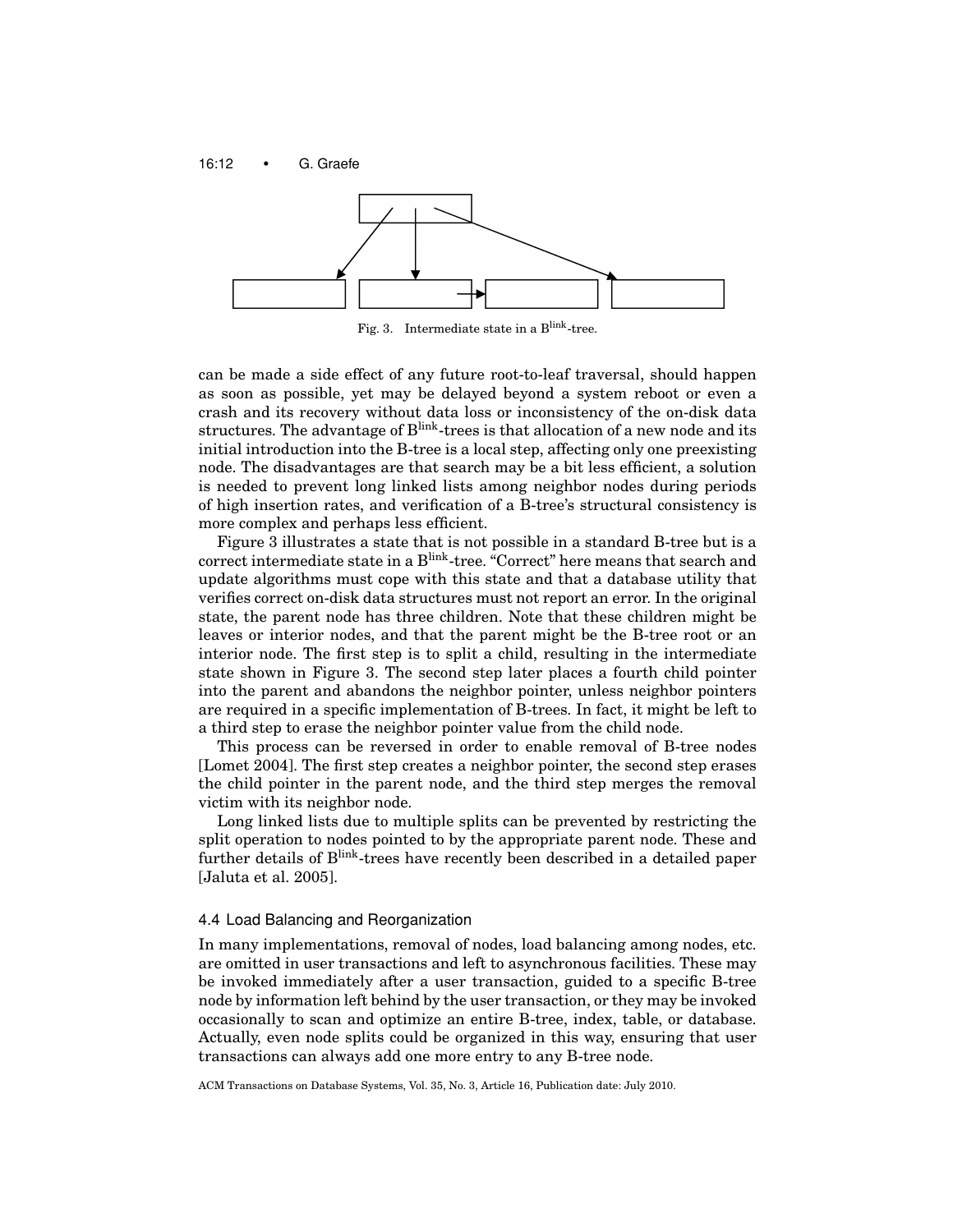Fig. 3. Intermediate state in a $B^{link}$-tree.

can be made a side effect of any future root-to-leaf traversal, should happen as soon as possible, yet may be delayed beyond a system reboot or even a crash and its recovery without data loss or inconsistency of the on-disk data structures. The advantage of $B^{link}$-trees is that allocation of a new node and its initial introduction into the B-tree is a local step, affecting only one preexisting node. The disadvantages are that search may be a bit less efficient, a solution is needed to prevent long linked lists among neighbor nodes during periods of high insertion rates, and verification of a B-tree's structural consistency is more complex and perhaps less efficient.

Figure 3 illustrates a state that is not possible in a standard B-tree but is a correct intermediate state in a $B^{link}$-tree. "Correct" here means that search and update algorithms must cope with this state and that a database utility that verifies correct on-disk data structures must not report an error. In the original state, the parent node has three children. Note that these children might be leaves or interior nodes, and that the parent might be the B-tree root or an interior node. The first step is to split a child, resulting in the intermediate state shown in Figure 3. The second step later places a fourth child pointer into the parent and abandons the neighbor pointer, unless neighbor pointers are required in a specific implementation of B-trees. In fact, it might be left to a third step to erase the neighbor pointer value from the child node.

This process can be reversed in order to enable removal of B-tree nodes [Lomet 2004]. The first step creates a neighbor pointer, the second step erases the child pointer in the parent node, and the third step merges the removal victim with its neighbor node.

Long linked lists due to multiple splits can be prevented by restricting the split operation to nodes pointed to by the appropriate parent node. These and further details of $B^{link}$-trees have recently been described in a detailed paper [Jaluta et al. 2005].

### 4.4 Load Balancing and Reorganization

In many implementations, removal of nodes, load balancing among nodes, etc. are omitted in user transactions and left to asynchronous facilities. These may be invoked immediately after a user transaction, guided to a specific B-tree node by information left behind by the user transaction, or they may be invoked occasionally to scan and optimize an entire B-tree, index, table, or database. Actually, even node splits could be organized in this way, ensuring that user transactions can always add one more entry to any B-tree node.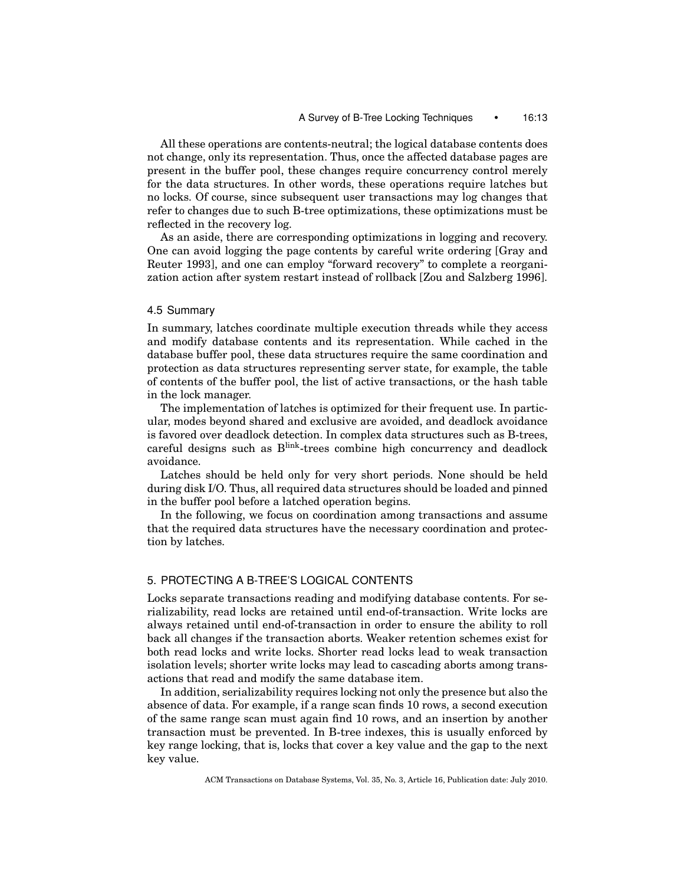All these operations are contents-neutral; the logical database contents does not change, only its representation. Thus, once the affected database pages are present in the buffer pool, these changes require concurrency control merely for the data structures. In other words, these operations require latches but no locks. Of course, since subsequent user transactions may log changes that refer to changes due to such B-tree optimizations, these optimizations must be reflected in the recovery log.

As an aside, there are corresponding optimizations in logging and recovery. One can avoid logging the page contents by careful write ordering [Gray and Reuter 1993], and one can employ "forward recovery" to complete a reorganization action after system restart instead of rollback [Zou and Salzberg 1996].

### 4.5 Summary

In summary, latches coordinate multiple execution threads while they access and modify database contents and its representation. While cached in the database buffer pool, these data structures require the same coordination and protection as data structures representing server state, for example, the table of contents of the buffer pool, the list of active transactions, or the hash table in the lock manager.

The implementation of latches is optimized for their frequent use. In particular, modes beyond shared and exclusive are avoided, and deadlock avoidance is favored over deadlock detection. In complex data structures such as B-trees, careful designs such as $B^{link}$-trees combine high concurrency and deadlock avoidance.

Latches should be held only for very short periods. None should be held during disk I/O. Thus, all required data structures should be loaded and pinned in the buffer pool before a latched operation begins.

In the following, we focus on coordination among transactions and assume that the required data structures have the necessary coordination and protection by latches.

## 5. PROTECTING A B-TREE'S LOGICAL CONTENTS

Locks separate transactions reading and modifying database contents. For serializability, read locks are retained until end-of-transaction. Write locks are always retained until end-of-transaction in order to ensure the ability to roll back all changes if the transaction aborts. Weaker retention schemes exist for both read locks and write locks. Shorter read locks lead to weak transaction isolation levels; shorter write locks may lead to cascading aborts among transactions that read and modify the same database item.

In addition, serializability requires locking not only the presence but also the absence of data. For example, if a range scan finds 10 rows, a second execution of the same range scan must again find 10 rows, and an insertion by another transaction must be prevented. In B-tree indexes, this is usually enforced by key range locking, that is, locks that cover a key value and the gap to the next key value.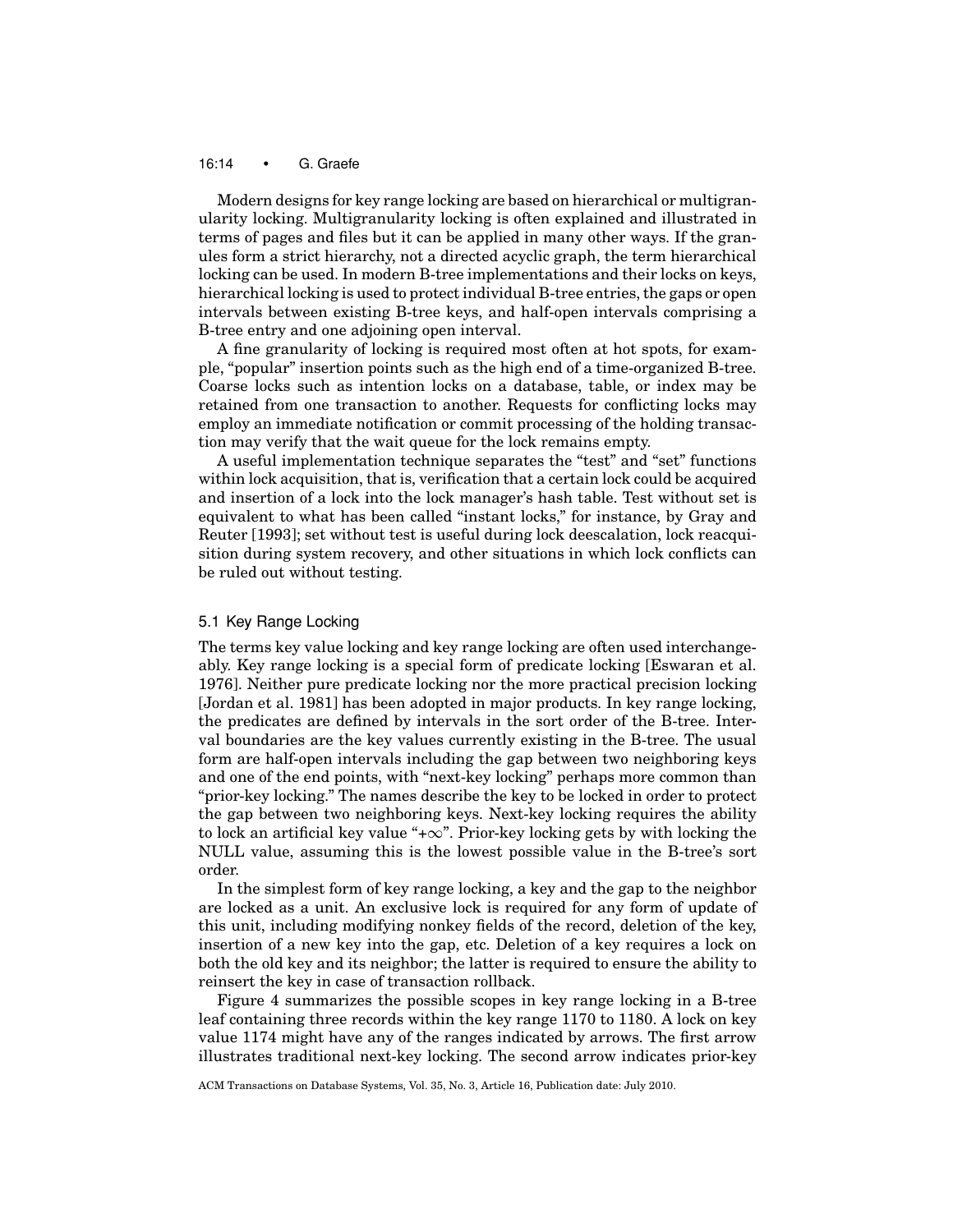Modern designs for key range locking are based on hierarchical or multigranularity locking. Multigranularity locking is often explained and illustrated in terms of pages and files but it can be applied in many other ways. If the granules form a strict hierarchy, not a directed acyclic graph, the term hierarchical locking can be used. In modern B-tree implementations and their locks on keys, hierarchical locking is used to protect individual B-tree entries, the gaps or open intervals between existing B-tree keys, and half-open intervals comprising a B-tree entry and one adjoining open interval.

A fine granularity of locking is required most often at hot spots, for example, "popular" insertion points such as the high end of a time-organized B-tree. Coarse locks such as intention locks on a database, table, or index may be retained from one transaction to another. Requests for conflicting locks may employ an immediate notification or commit processing of the holding transaction may verify that the wait queue for the lock remains empty.

A useful implementation technique separates the "test" and "set" functions within lock acquisition, that is, verification that a certain lock could be acquired and insertion of a lock into the lock manager's hash table. Test without set is equivalent to what has been called "instant locks," for instance, by Gray and Reuter [1993]; set without test is useful during lock deescalation, lock reacquisition during system recovery, and other situations in which lock conflicts can be ruled out without testing.

## 5.1 Key Range Locking

The terms key value locking and key range locking are often used interchangeably. Key range locking is a special form of predicate locking [Eswaran et al. 1976]. Neither pure predicate locking nor the more practical precision locking [Jordan et al. 1981] has been adopted in major products. In key range locking, the predicates are defined by intervals in the sort order of the B-tree. Interval boundaries are the key values currently existing in the B-tree. The usual form are half-open intervals including the gap between two neighboring keys and one of the end points, with "next-key locking" perhaps more common than "prior-key locking." The names describe the key to be locked in order to protect the gap between two neighboring keys. Next-key locking requires the ability to lock an artificial key value "$+\infty$". Prior-key locking gets by with locking the NULL value, assuming this is the lowest possible value in the B-tree's sort order.

In the simplest form of key range locking, a key and the gap to the neighbor are locked as a unit. An exclusive lock is required for any form of update of this unit, including modifying nonkey fields of the record, deletion of the key, insertion of a new key into the gap, etc. Deletion of a key requires a lock on both the old key and its neighbor; the latter is required to ensure the ability to reinsert the key in case of transaction rollback.

Figure 4 summarizes the possible scopes in key range locking in a B-tree leaf containing three records within the key range 1170 to 1180. A lock on key value 1174 might have any of the ranges indicated by arrows. The first arrow illustrates traditional next-key locking. The second arrow indicates prior-key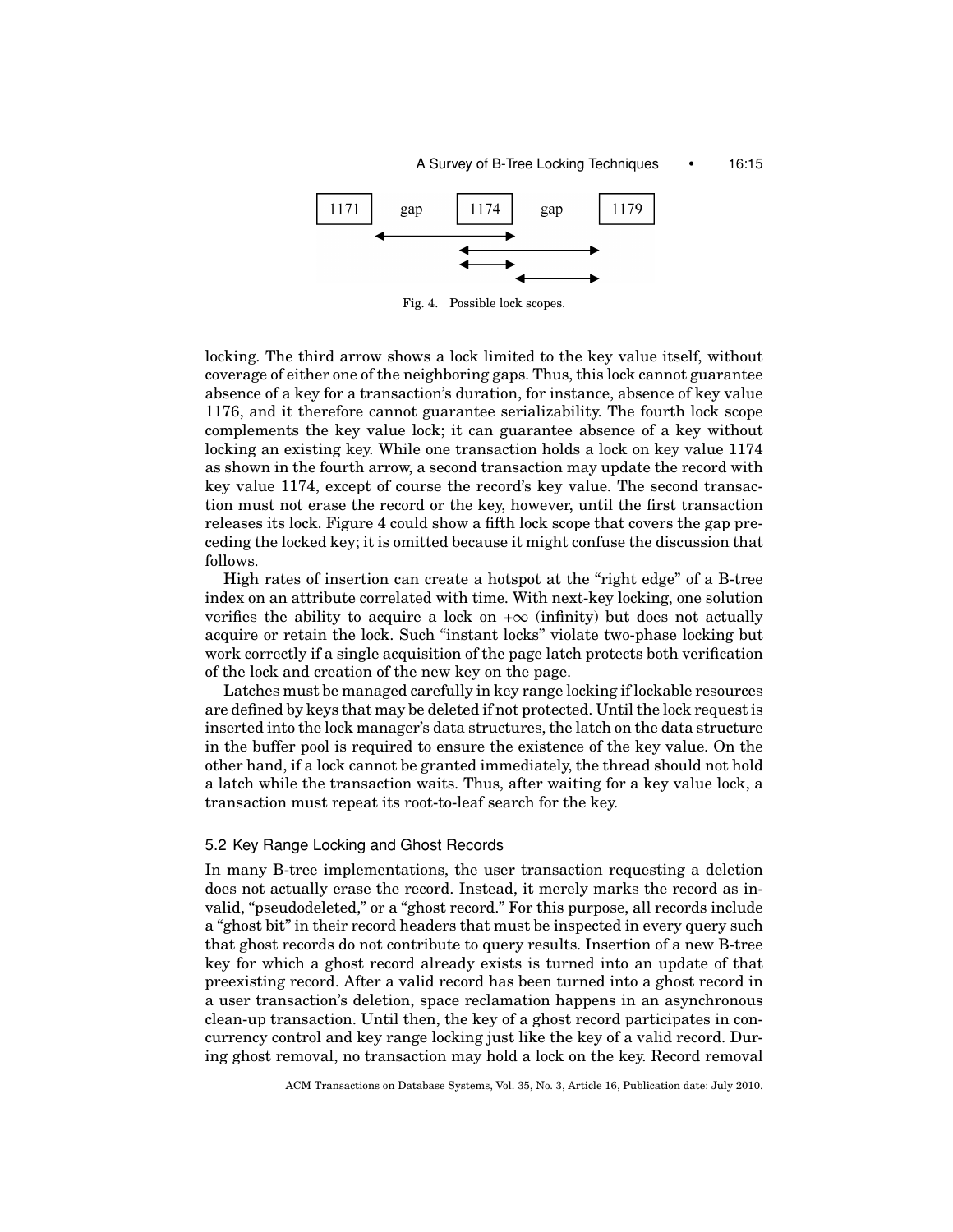1171 gap 1174 gap 1179

Fig. 4. Possible lock scopes.

locking. The third arrow shows a lock limited to the key value itself, without coverage of either one of the neighboring gaps. Thus, this lock cannot guarantee absence of a key for a transaction's duration, for instance, absence of key value 1176, and it therefore cannot guarantee serializability. The fourth lock scope complements the key value lock; it can guarantee absence of a key without locking an existing key. While one transaction holds a lock on key value 1174 as shown in the fourth arrow, a second transaction may update the record with key value 1174, except of course the record's key value. The second transaction must not erase the record or the key, however, until the first transaction releases its lock. Figure 4 could show a fifth lock scope that covers the gap preceding the locked key; it is omitted because it might confuse the discussion that follows.

High rates of insertion can create a hotspot at the "right edge" of a B-tree index on an attribute correlated with time. With next-key locking, one solution verifies the ability to acquire a lock on $+\infty$ (infinity) but does not actually acquire or retain the lock. Such "instant locks" violate two-phase locking but work correctly if a single acquisition of the page latch protects both verification of the lock and creation of the new key on the page.

Latches must be managed carefully in key range locking if lockable resources are defined by keys that may be deleted if not protected. Until the lock request is inserted into the lock manager's data structures, the latch on the data structure in the buffer pool is required to ensure the existence of the key value. On the other hand, if a lock cannot be granted immediately, the thread should not hold a latch while the transaction waits. Thus, after waiting for a key value lock, a transaction must repeat its root-to-leaf search for the key.

## 5.2 Key Range Locking and Ghost Records

In many B-tree implementations, the user transaction requesting a deletion does not actually erase the record. Instead, it merely marks the record as invalid, "pseudodeleted," or a "ghost record." For this purpose, all records include a "ghost bit" in their record headers that must be inspected in every query such that ghost records do not contribute to query results. Insertion of a new B-tree key for which a ghost record already exists is turned into an update of that preexisting record. After a valid record has been turned into a ghost record in a user transaction's deletion, space reclamation happens in an asynchronous clean-up transaction. Until then, the key of a ghost record participates in concurrency control and key range locking just like the key of a valid record. During ghost removal, no transaction may hold a lock on the key. Record removal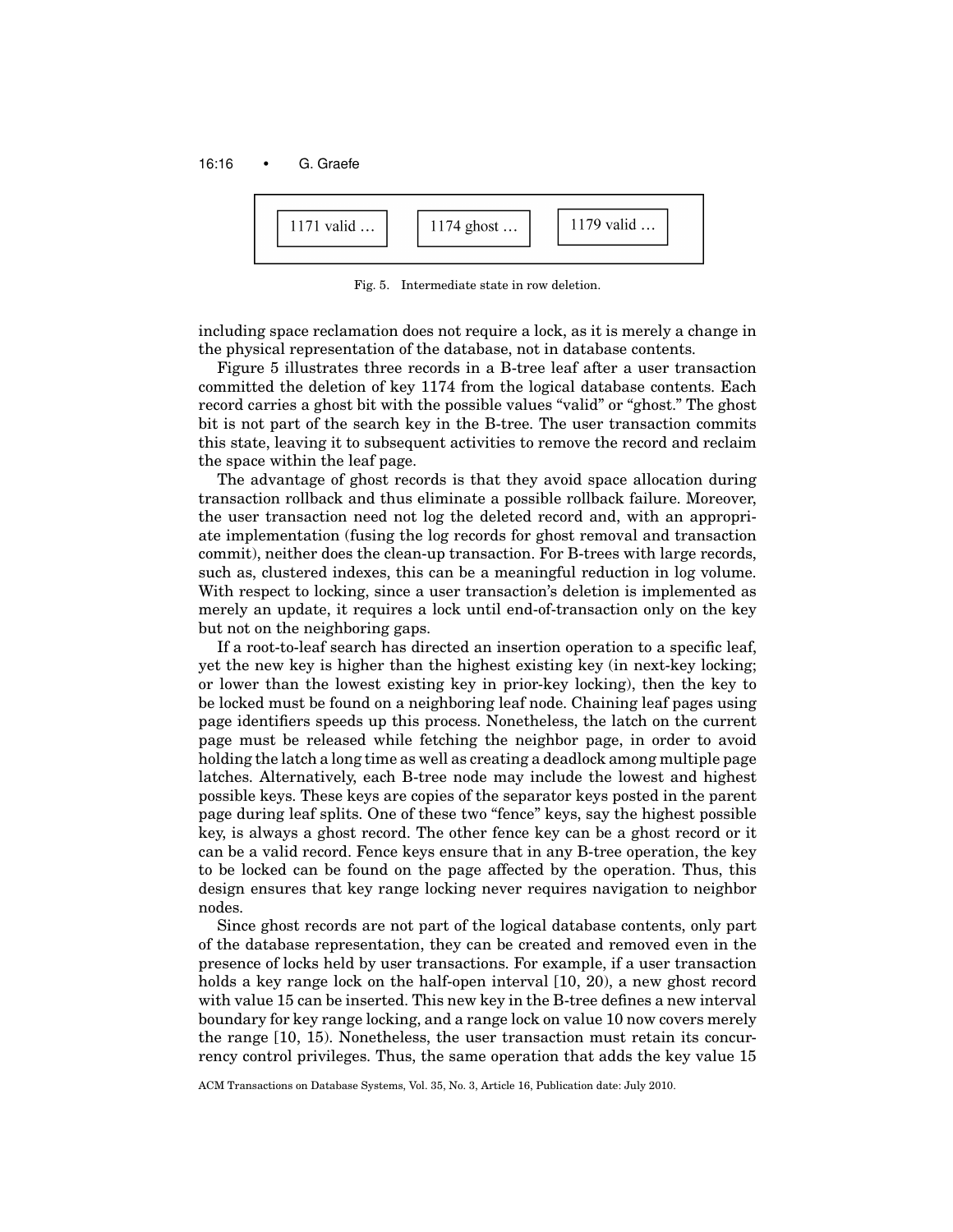| 1171 valid … | 1174 ghost … | 1179 valid … |
| --- | --- | --- |

Fig. 5. Intermediate state in row deletion.

including space reclamation does not require a lock, as it is merely a change in the physical representation of the database, not in database contents.

Figure 5 illustrates three records in a B-tree leaf after a user transaction committed the deletion of key 1174 from the logical database contents. Each record carries a ghost bit with the possible values "valid" or "ghost." The ghost bit is not part of the search key in the B-tree. The user transaction commits this state, leaving it to subsequent activities to remove the record and reclaim the space within the leaf page.

The advantage of ghost records is that they avoid space allocation during transaction rollback and thus eliminate a possible rollback failure. Moreover, the user transaction need not log the deleted record and, with an appropriate implementation (fusing the log records for ghost removal and transaction commit), neither does the clean-up transaction. For B-trees with large records, such as, clustered indexes, this can be a meaningful reduction in log volume. With respect to locking, since a user transaction's deletion is implemented as merely an update, it requires a lock until end-of-transaction only on the key but not on the neighboring gaps.

If a root-to-leaf search has directed an insertion operation to a specific leaf, yet the new key is higher than the highest existing key (in next-key locking; or lower than the lowest existing key in prior-key locking), then the key to be locked must be found on a neighboring leaf node. Chaining leaf pages using page identifiers speeds up this process. Nonetheless, the latch on the current page must be released while fetching the neighbor page, in order to avoid holding the latch a long time as well as creating a deadlock among multiple page latches. Alternatively, each B-tree node may include the lowest and highest possible keys. These keys are copies of the separator keys posted in the parent page during leaf splits. One of these two "fence" keys, say the highest possible key, is always a ghost record. The other fence key can be a ghost record or it can be a valid record. Fence keys ensure that in any B-tree operation, the key to be locked can be found on the page affected by the operation. Thus, this design ensures that key range locking never requires navigation to neighbor nodes.

Since ghost records are not part of the logical database contents, only part of the database representation, they can be created and removed even in the presence of locks held by user transactions. For example, if a user transaction holds a key range lock on the half-open interval [10, 20), a new ghost record with value 15 can be inserted. This new key in the B-tree defines a new interval boundary for key range locking, and a range lock on value 10 now covers merely the range [10, 15). Nonetheless, the user transaction must retain its concurrency control privileges. Thus, the same operation that adds the key value 15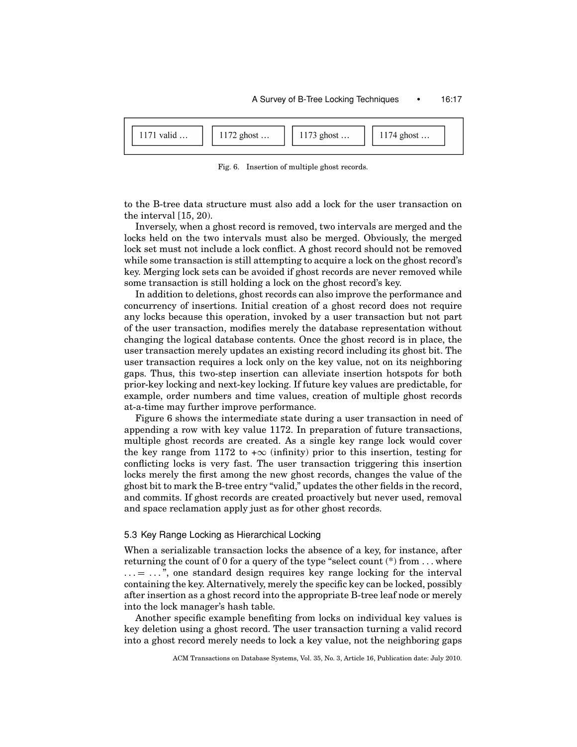| | | | |
|---|---|---|---|
| 1171 valid … | 1172 ghost … | 1173 ghost … | 1174 ghost … |

Fig. 6. Insertion of multiple ghost records.

to the B-tree data structure must also add a lock for the user transaction on the interval [15, 20).

Inversely, when a ghost record is removed, two intervals are merged and the locks held on the two intervals must also be merged. Obviously, the merged lock set must not include a lock conflict. A ghost record should not be removed while some transaction is still attempting to acquire a lock on the ghost record's key. Merging lock sets can be avoided if ghost records are never removed while some transaction is still holding a lock on the ghost record's key.

In addition to deletions, ghost records can also improve the performance and concurrency of insertions. Initial creation of a ghost record does not require any locks because this operation, invoked by a user transaction but not part of the user transaction, modifies merely the database representation without changing the logical database contents. Once the ghost record is in place, the user transaction merely updates an existing record including its ghost bit. The user transaction requires a lock only on the key value, not on its neighboring gaps. Thus, this two-step insertion can alleviate insertion hotspots for both prior-key locking and next-key locking. If future key values are predictable, for example, order numbers and time values, creation of multiple ghost records at-a-time may further improve performance.

Figure 6 shows the intermediate state during a user transaction in need of appending a row with key value 1172. In preparation of future transactions, multiple ghost records are created. As a single key range lock would cover the key range from 1172 to $+\infty$ (infinity) prior to this insertion, testing for conflicting locks is very fast. The user transaction triggering this insertion locks merely the first among the new ghost records, changes the value of the ghost bit to mark the B-tree entry "valid," updates the other fields in the record, and commits. If ghost records are created proactively but never used, removal and space reclamation apply just as for other ghost records.

### 5.3 Key Range Locking as Hierarchical Locking

When a serializable transaction locks the absence of a key, for instance, after returning the count of 0 for a query of the type "select count (*) from ... where ... = ... ", one standard design requires key range locking for the interval containing the key. Alternatively, merely the specific key can be locked, possibly after insertion as a ghost record into the appropriate B-tree leaf node or merely into the lock manager's hash table.

Another specific example benefiting from locks on individual key values is key deletion using a ghost record. The user transaction turning a valid record into a ghost record merely needs to lock a key value, not the neighboring gaps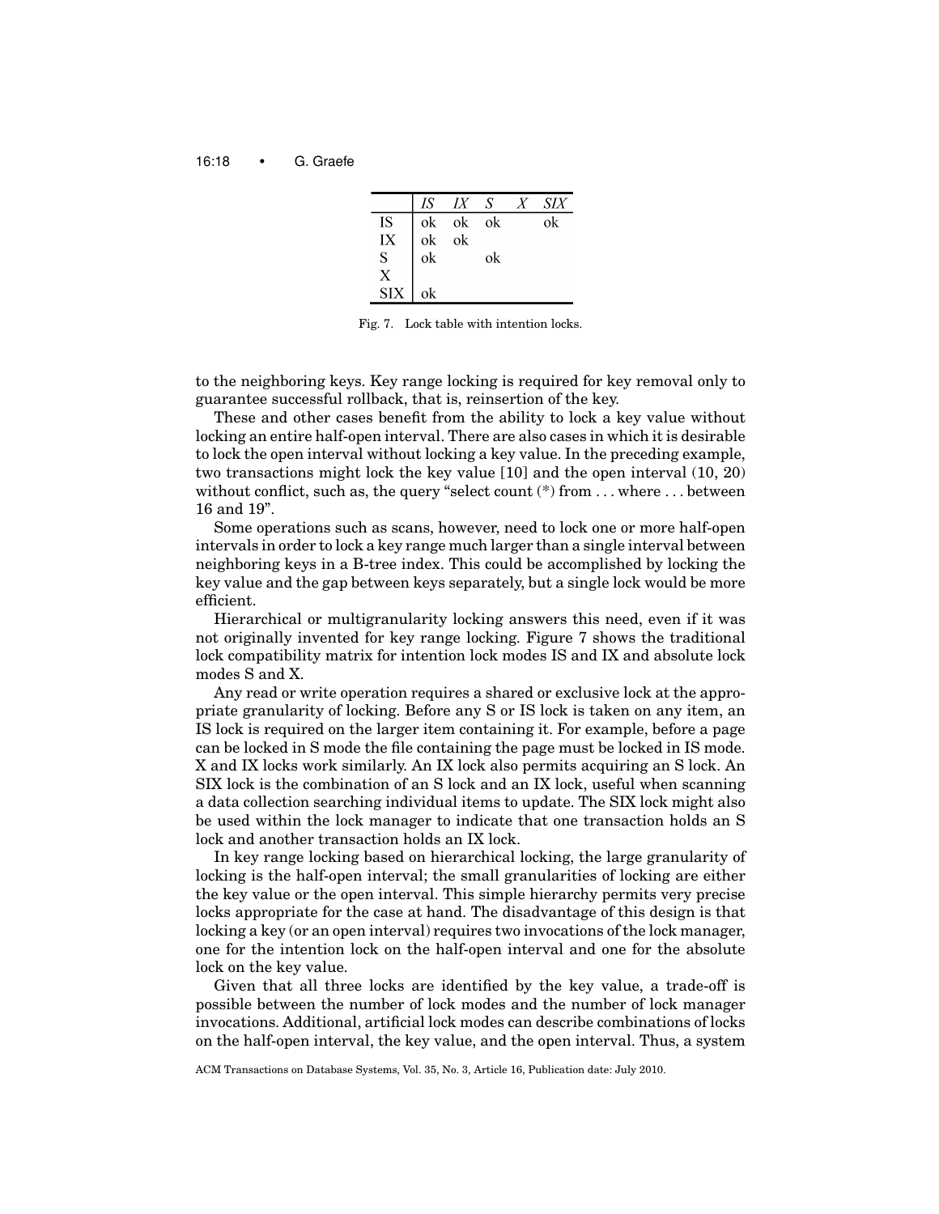| | IS | IX | S | X | SIX |
|---|---|---|---|---|---|
| IS | ok | ok | ok | | ok |
| IX | ok | ok | | | |
| S | ok | | ok | | |
| X | | | | | |
| SIX | ok | | | | |

Fig. 7. Lock table with intention locks.

to the neighboring keys. Key range locking is required for key removal only to guarantee successful rollback, that is, reinsertion of the key.

These and other cases benefit from the ability to lock a key value without locking an entire half-open interval. There are also cases in which it is desirable to lock the open interval without locking a key value. In the preceding example, two transactions might lock the key value [10] and the open interval (10, 20) without conflict, such as, the query "select count (*) from ... where ... between 16 and 19".

Some operations such as scans, however, need to lock one or more half-open intervals in order to lock a key range much larger than a single interval between neighboring keys in a B-tree index. This could be accomplished by locking the key value and the gap between keys separately, but a single lock would be more efficient.

Hierarchical or multigranularity locking answers this need, even if it was not originally invented for key range locking. Figure 7 shows the traditional lock compatibility matrix for intention lock modes IS and IX and absolute lock modes S and X.

Any read or write operation requires a shared or exclusive lock at the appropriate granularity of locking. Before any S or IS lock is taken on any item, an IS lock is required on the larger item containing it. For example, before a page can be locked in S mode the file containing the page must be locked in IS mode. X and IX locks work similarly. An IX lock also permits acquiring an S lock. An SIX lock is the combination of an S lock and an IX lock, useful when scanning a data collection searching individual items to update. The SIX lock might also be used within the lock manager to indicate that one transaction holds an S lock and another transaction holds an IX lock.

In key range locking based on hierarchical locking, the large granularity of locking is the half-open interval; the small granularities of locking are either the key value or the open interval. This simple hierarchy permits very precise locks appropriate for the case at hand. The disadvantage of this design is that locking a key (or an open interval) requires two invocations of the lock manager, one for the intention lock on the half-open interval and one for the absolute lock on the key value.

Given that all three locks are identified by the key value, a trade-off is possible between the number of lock modes and the number of lock manager invocations. Additional, artificial lock modes can describe combinations of locks on the half-open interval, the key value, and the open interval. Thus, a system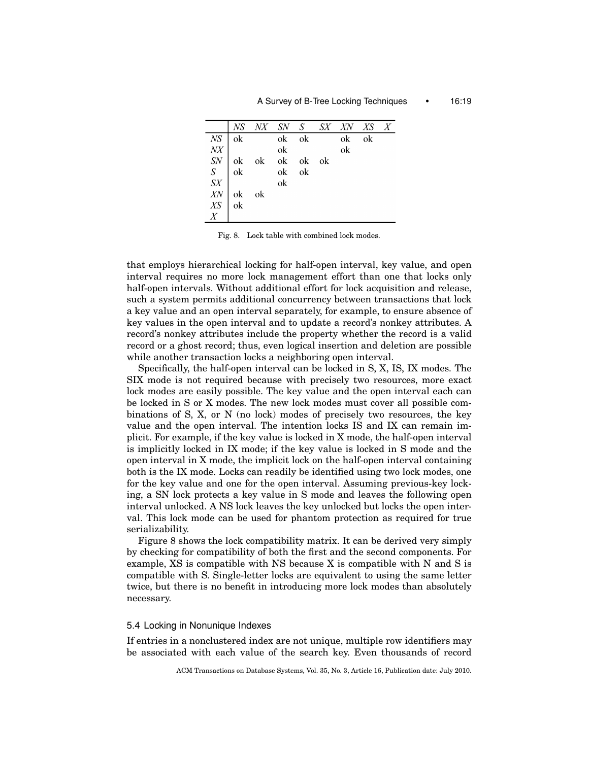| | NS | NX | SN | S | SX | XN | XS | X |
|---|---|---|---|---|---|---|---|---|
| NS | ok | | ok | ok | | ok | ok | |
| NX | | | ok | | | ok | | |
| SN | ok | ok | ok | ok | ok | | | |
| S | ok | | ok | ok | | | | |
| SX | | | ok | | | | | |
| XN | ok | ok | | | | | | |
| XS | ok | | | | | | | |
| X | | | | | | | | |

Fig. 8. Lock table with combined lock modes.

that employs hierarchical locking for half-open interval, key value, and open interval requires no more lock management effort than one that locks only half-open intervals. Without additional effort for lock acquisition and release, such a system permits additional concurrency between transactions that lock a key value and an open interval separately, for example, to ensure absence of key values in the open interval and to update a record's nonkey attributes. A record's nonkey attributes include the property whether the record is a valid record or a ghost record; thus, even logical insertion and deletion are possible while another transaction locks a neighboring open interval.

Specifically, the half-open interval can be locked in S, X, IS, IX modes. The SIX mode is not required because with precisely two resources, more exact lock modes are easily possible. The key value and the open interval each can be locked in S or X modes. The new lock modes must cover all possible combinations of S, X, or N (no lock) modes of precisely two resources, the key value and the open interval. The intention locks IS and IX can remain implicit. For example, if the key value is locked in X mode, the half-open interval is implicitly locked in IX mode; if the key value is locked in S mode and the open interval in X mode, the implicit lock on the half-open interval containing both is the IX mode. Locks can readily be identified using two lock modes, one for the key value and one for the open interval. Assuming previous-key locking, a SN lock protects a key value in S mode and leaves the following open interval unlocked. A NS lock leaves the key unlocked but locks the open interval. This lock mode can be used for phantom protection as required for true serializability.

Figure 8 shows the lock compatibility matrix. It can be derived very simply by checking for compatibility of both the first and the second components. For example, XS is compatible with NS because X is compatible with N and S is compatible with S. Single-letter locks are equivalent to using the same letter twice, but there is no benefit in introducing more lock modes than absolutely necessary.

### 5.4 Locking in Nonunique Indexes

If entries in a nonclustered index are not unique, multiple row identifiers may be associated with each value of the search key. Even thousands of record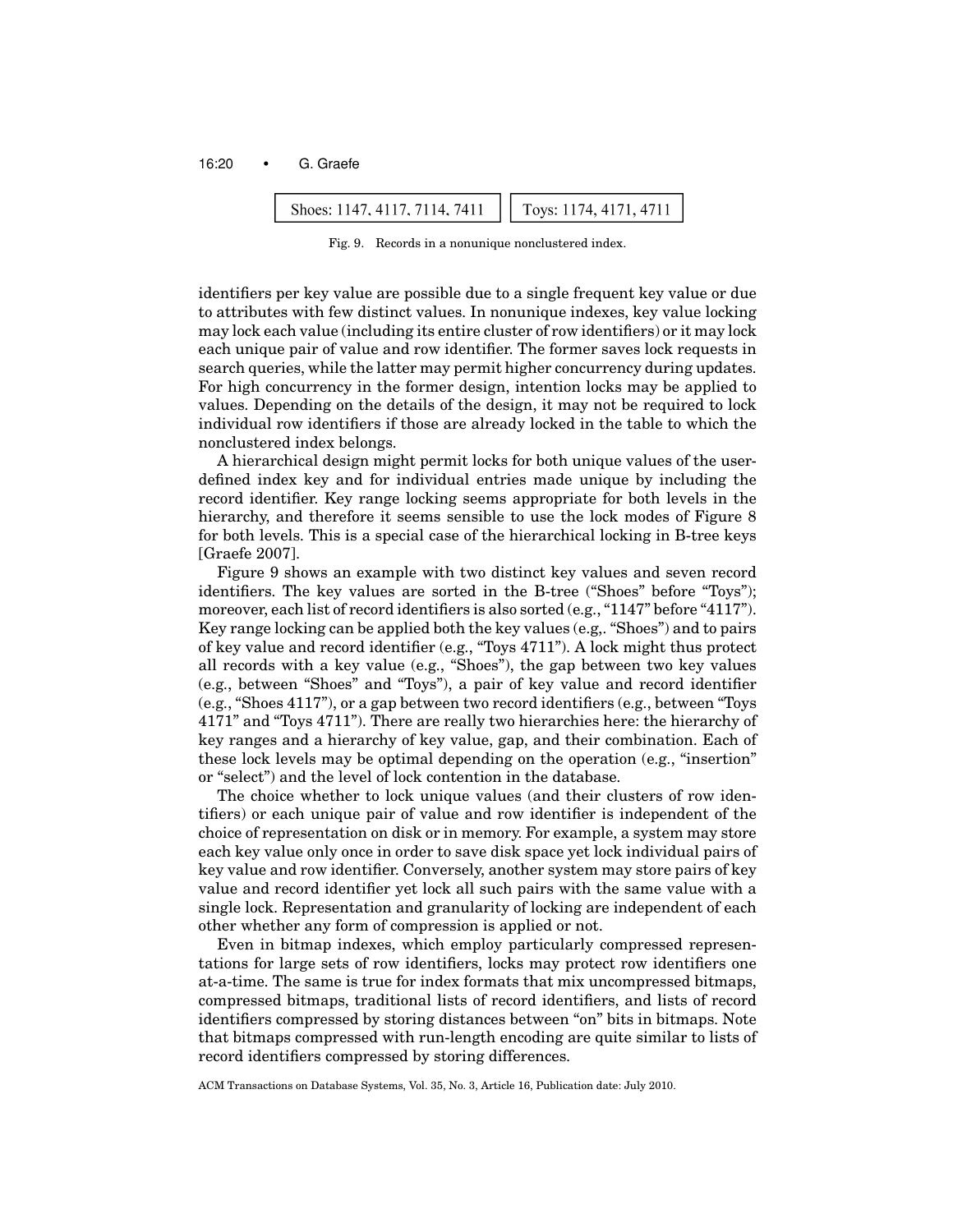| Shoes: 1147, 4117, 7114, 7411 | Toys: 1174, 4171, 4711 |
|---|---|

Fig. 9. Records in a nonunique nonclustered index.

identifiers per key value are possible due to a single frequent key value or due to attributes with few distinct values. In nonunique indexes, key value locking may lock each value (including its entire cluster of row identifiers) or it may lock each unique pair of value and row identifier. The former saves lock requests in search queries, while the latter may permit higher concurrency during updates. For high concurrency in the former design, intention locks may be applied to values. Depending on the details of the design, it may not be required to lock individual row identifiers if those are already locked in the table to which the nonclustered index belongs.

A hierarchical design might permit locks for both unique values of the user-defined index key and for individual entries made unique by including the record identifier. Key range locking seems appropriate for both levels in the hierarchy, and therefore it seems sensible to use the lock modes of Figure 8 for both levels. This is a special case of the hierarchical locking in B-tree keys [Graefe 2007].

Figure 9 shows an example with two distinct key values and seven record identifiers. The key values are sorted in the B-tree ("Shoes" before "Toys"); moreover, each list of record identifiers is also sorted (e.g., "1147" before "4117"). Key range locking can be applied both the key values (e.g,. "Shoes") and to pairs of key value and record identifier (e.g., "Toys 4711"). A lock might thus protect all records with a key value (e.g., "Shoes"), the gap between two key values (e.g., between "Shoes" and "Toys"), a pair of key value and record identifier (e.g., "Shoes 4117"), or a gap between two record identifiers (e.g., between "Toys 4171" and "Toys 4711"). There are really two hierarchies here: the hierarchy of key ranges and a hierarchy of key value, gap, and their combination. Each of these lock levels may be optimal depending on the operation (e.g., "insertion" or "select") and the level of lock contention in the database.

The choice whether to lock unique values (and their clusters of row identifiers) or each unique pair of value and row identifier is independent of the choice of representation on disk or in memory. For example, a system may store each key value only once in order to save disk space yet lock individual pairs of key value and row identifier. Conversely, another system may store pairs of key value and record identifier yet lock all such pairs with the same value with a single lock. Representation and granularity of locking are independent of each other whether any form of compression is applied or not.

Even in bitmap indexes, which employ particularly compressed representations for large sets of row identifiers, locks may protect row identifiers one at-a-time. The same is true for index formats that mix uncompressed bitmaps, compressed bitmaps, traditional lists of record identifiers, and lists of record identifiers compressed by storing distances between "on" bits in bitmaps. Note that bitmaps compressed with run-length encoding are quite similar to lists of record identifiers compressed by storing differences.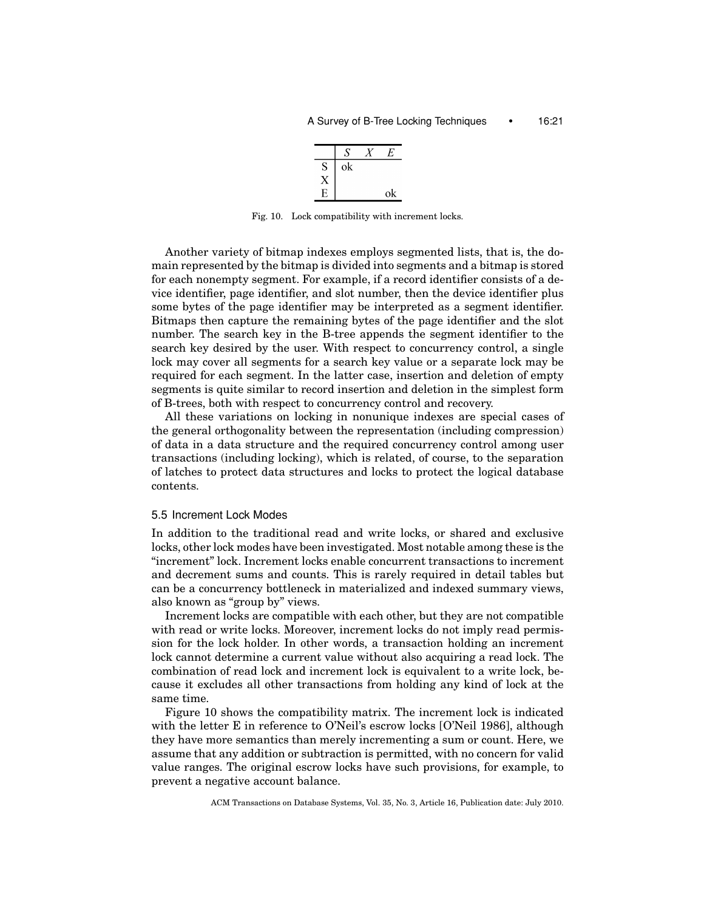| | S | X | E |
|---|---|---|---|
| S | ok | | |
| X | | | |
| E | | | ok |

Fig. 10. Lock compatibility with increment locks.

Another variety of bitmap indexes employs segmented lists, that is, the domain represented by the bitmap is divided into segments and a bitmap is stored for each nonempty segment. For example, if a record identifier consists of a device identifier, page identifier, and slot number, then the device identifier plus some bytes of the page identifier may be interpreted as a segment identifier. Bitmaps then capture the remaining bytes of the page identifier and the slot number. The search key in the B-tree appends the segment identifier to the search key desired by the user. With respect to concurrency control, a single lock may cover all segments for a search key value or a separate lock may be required for each segment. In the latter case, insertion and deletion of empty segments is quite similar to record insertion and deletion in the simplest form of B-trees, both with respect to concurrency control and recovery.

All these variations on locking in nonunique indexes are special cases of the general orthogonality between the representation (including compression) of data in a data structure and the required concurrency control among user transactions (including locking), which is related, of course, to the separation of latches to protect data structures and locks to protect the logical database contents.

### 5.5 Increment Lock Modes

In addition to the traditional read and write locks, or shared and exclusive locks, other lock modes have been investigated. Most notable among these is the "increment" lock. Increment locks enable concurrent transactions to increment and decrement sums and counts. This is rarely required in detail tables but can be a concurrency bottleneck in materialized and indexed summary views, also known as "group by" views.

Increment locks are compatible with each other, but they are not compatible with read or write locks. Moreover, increment locks do not imply read permission for the lock holder. In other words, a transaction holding an increment lock cannot determine a current value without also acquiring a read lock. The combination of read lock and increment lock is equivalent to a write lock, because it excludes all other transactions from holding any kind of lock at the same time.

Figure 10 shows the compatibility matrix. The increment lock is indicated with the letter E in reference to O'Neil's escrow locks [O'Neil 1986], although they have more semantics than merely incrementing a sum or count. Here, we assume that any addition or subtraction is permitted, with no concern for valid value ranges. The original escrow locks have such provisions, for example, to prevent a negative account balance.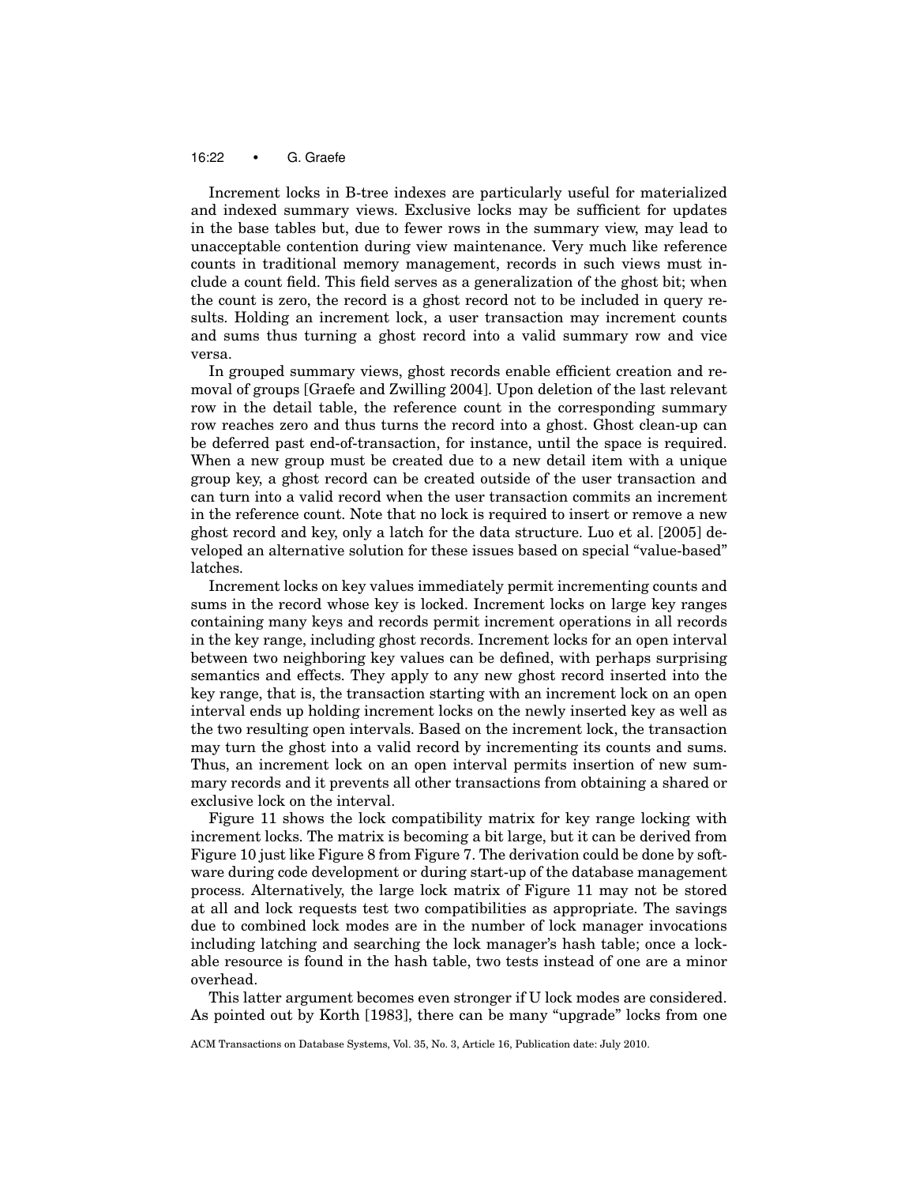Increment locks in B-tree indexes are particularly useful for materialized and indexed summary views. Exclusive locks may be sufficient for updates in the base tables but, due to fewer rows in the summary view, may lead to unacceptable contention during view maintenance. Very much like reference counts in traditional memory management, records in such views must include a count field. This field serves as a generalization of the ghost bit; when the count is zero, the record is a ghost record not to be included in query results. Holding an increment lock, a user transaction may increment counts and sums thus turning a ghost record into a valid summary row and vice versa.

In grouped summary views, ghost records enable efficient creation and removal of groups [Graefe and Zwilling 2004]. Upon deletion of the last relevant row in the detail table, the reference count in the corresponding summary row reaches zero and thus turns the record into a ghost. Ghost clean-up can be deferred past end-of-transaction, for instance, until the space is required. When a new group must be created due to a new detail item with a unique group key, a ghost record can be created outside of the user transaction and can turn into a valid record when the user transaction commits an increment in the reference count. Note that no lock is required to insert or remove a new ghost record and key, only a latch for the data structure. Luo et al. [2005] developed an alternative solution for these issues based on special "value-based" latches.

Increment locks on key values immediately permit incrementing counts and sums in the record whose key is locked. Increment locks on large key ranges containing many keys and records permit increment operations in all records in the key range, including ghost records. Increment locks for an open interval between two neighboring key values can be defined, with perhaps surprising semantics and effects. They apply to any new ghost record inserted into the key range, that is, the transaction starting with an increment lock on an open interval ends up holding increment locks on the newly inserted key as well as the two resulting open intervals. Based on the increment lock, the transaction may turn the ghost into a valid record by incrementing its counts and sums. Thus, an increment lock on an open interval permits insertion of new summary records and it prevents all other transactions from obtaining a shared or exclusive lock on the interval.

Figure 11 shows the lock compatibility matrix for key range locking with increment locks. The matrix is becoming a bit large, but it can be derived from Figure 10 just like Figure 8 from Figure 7. The derivation could be done by software during code development or during start-up of the database management process. Alternatively, the large lock matrix of Figure 11 may not be stored at all and lock requests test two compatibilities as appropriate. The savings due to combined lock modes are in the number of lock manager invocations including latching and searching the lock manager's hash table; once a lockable resource is found in the hash table, two tests instead of one are a minor overhead.

This latter argument becomes even stronger if U lock modes are considered. As pointed out by Korth [1983], there can be many "upgrade" locks from one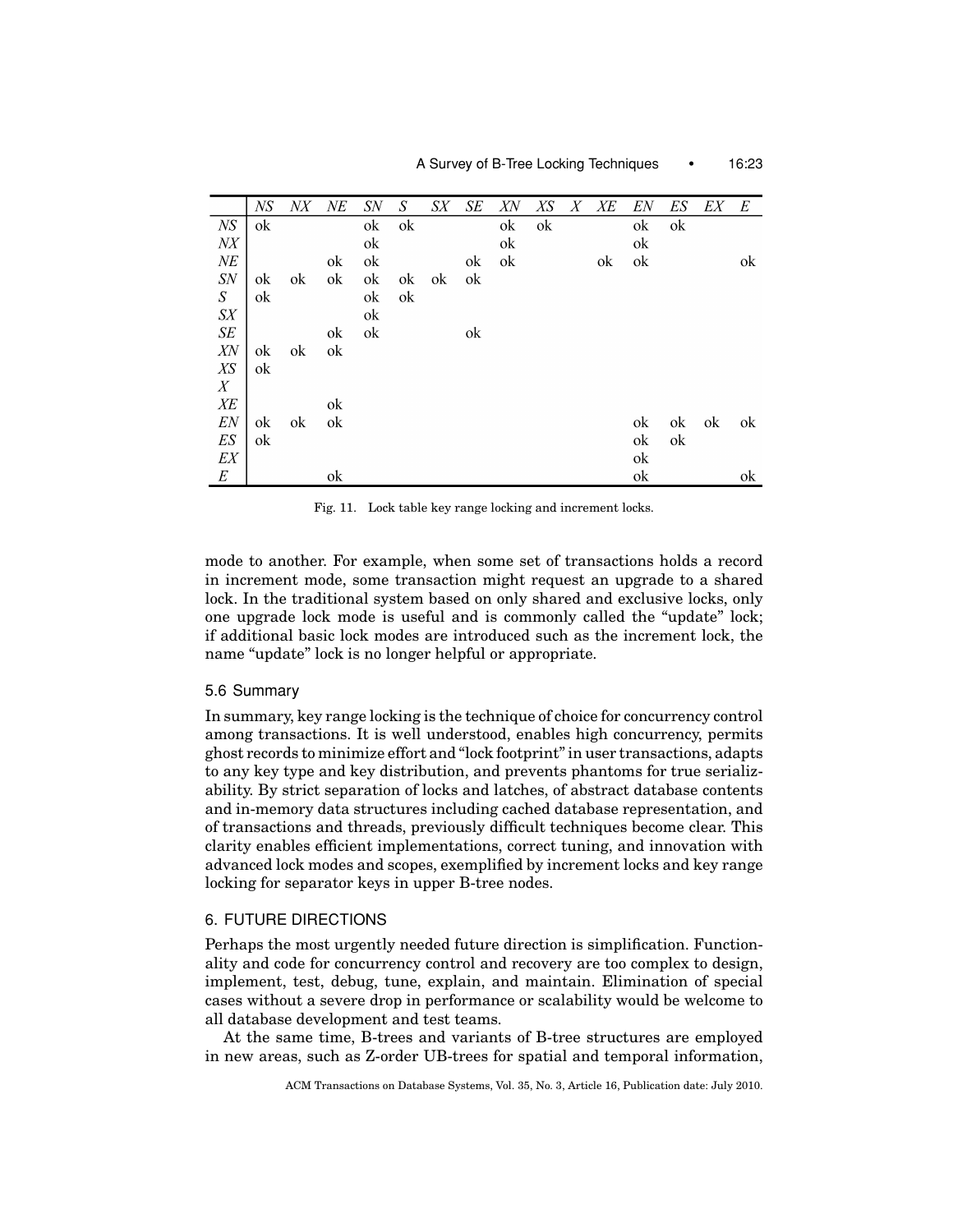| | *NS* | *NX* | *NE* | *SN* | *S* | *SX* | *SE* | *XN* | *XS* | *X* | *XE* | *EN* | *ES* | *EX* | *E* |
|---|---|---|---|---|---|---|---|---|---|---|---|---|---|---|---|
| *NS* | ok | | | ok | ok | | | ok | ok | | | ok | ok | | |
| *NX* | | | | ok | | | | ok | | | | ok | | | |
| *NE* | | | ok | ok | | | ok | ok | | | ok | ok | | | ok |
| *SN* | ok | ok | ok | ok | ok | ok | ok | | | | | | | | |
| *S* | ok | | | ok | ok | | | | | | | | | | |
| *SX* | | | | ok | | | | | | | | | | | |
| *SE* | | | ok | ok | | | ok | | | | | | | | |
| *XN* | ok | ok | ok | | | | | | | | | | | | |
| *XS* | ok | | | | | | | | | | | | | | |
| *X* | | | | | | | | | | | | | | | |
| *XE* | | | ok | | | | | | | | | | | | |
| *EN* | ok | ok | ok | | | | | | | | | ok | ok | ok | ok |
| *ES* | ok | | | | | | | | | | | ok | ok | | |
| *EX* | | | | | | | | | | | | ok | | | |
| *E* | | | ok | | | | | | | | | ok | | | ok |

Fig. 11. Lock table key range locking and increment locks.

mode to another. For example, when some set of transactions holds a record in increment mode, some transaction might request an upgrade to a shared lock. In the traditional system based on only shared and exclusive locks, only one upgrade lock mode is useful and is commonly called the "update" lock; if additional basic lock modes are introduced such as the increment lock, the name "update" lock is no longer helpful or appropriate.

### 5.6 Summary

In summary, key range locking is the technique of choice for concurrency control among transactions. It is well understood, enables high concurrency, permits ghost records to minimize effort and "lock footprint" in user transactions, adapts to any key type and key distribution, and prevents phantoms for true serializability. By strict separation of locks and latches, of abstract database contents and in-memory data structures including cached database representation, and of transactions and threads, previously difficult techniques become clear. This clarity enables efficient implementations, correct tuning, and innovation with advanced lock modes and scopes, exemplified by increment locks and key range locking for separator keys in upper B-tree nodes.

## 6. FUTURE DIRECTIONS

Perhaps the most urgently needed future direction is simplification. Functionality and code for concurrency control and recovery are too complex to design, implement, test, debug, tune, explain, and maintain. Elimination of special cases without a severe drop in performance or scalability would be welcome to all database development and test teams.

At the same time, B-trees and variants of B-tree structures are employed in new areas, such as Z-order UB-trees for spatial and temporal information,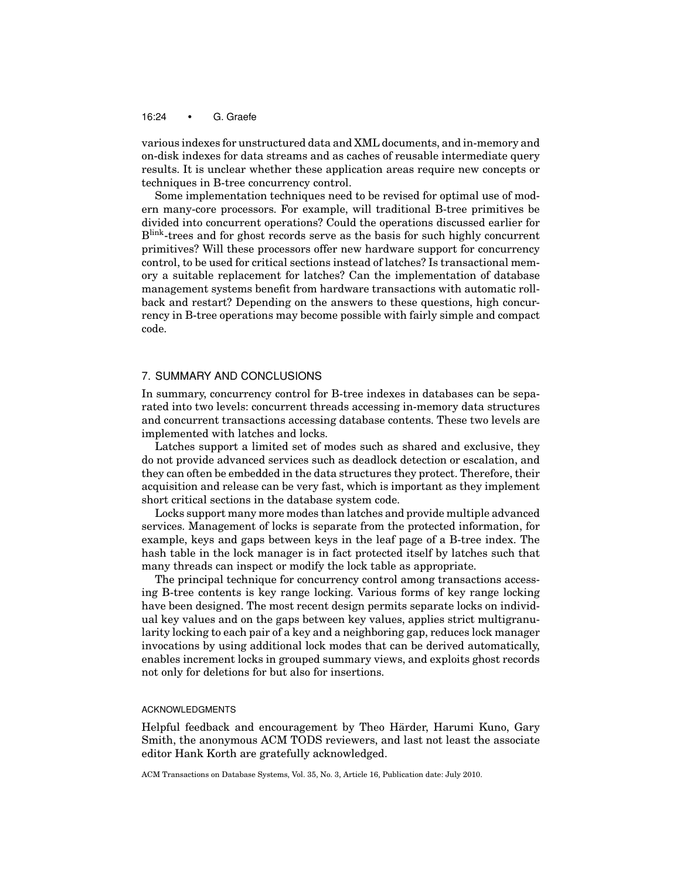various indexes for unstructured data and XML documents, and in-memory and on-disk indexes for data streams and as caches of reusable intermediate query results. It is unclear whether these application areas require new concepts or techniques in B-tree concurrency control.

Some implementation techniques need to be revised for optimal use of modern many-core processors. For example, will traditional B-tree primitives be divided into concurrent operations? Could the operations discussed earlier for $B^{link}$-trees and for ghost records serve as the basis for such highly concurrent primitives? Will these processors offer new hardware support for concurrency control, to be used for critical sections instead of latches? Is transactional memory a suitable replacement for latches? Can the implementation of database management systems benefit from hardware transactions with automatic rollback and restart? Depending on the answers to these questions, high concurrency in B-tree operations may become possible with fairly simple and compact code.

## 7. SUMMARY AND CONCLUSIONS

In summary, concurrency control for B-tree indexes in databases can be separated into two levels: concurrent threads accessing in-memory data structures and concurrent transactions accessing database contents. These two levels are implemented with latches and locks.

Latches support a limited set of modes such as shared and exclusive, they do not provide advanced services such as deadlock detection or escalation, and they can often be embedded in the data structures they protect. Therefore, their acquisition and release can be very fast, which is important as they implement short critical sections in the database system code.

Locks support many more modes than latches and provide multiple advanced services. Management of locks is separate from the protected information, for example, keys and gaps between keys in the leaf page of a B-tree index. The hash table in the lock manager is in fact protected itself by latches such that many threads can inspect or modify the lock table as appropriate.

The principal technique for concurrency control among transactions accessing B-tree contents is key range locking. Various forms of key range locking have been designed. The most recent design permits separate locks on individual key values and on the gaps between key values, applies strict multigranularity locking to each pair of a key and a neighboring gap, reduces lock manager invocations by using additional lock modes that can be derived automatically, enables increment locks in grouped summary views, and exploits ghost records not only for deletions for but also for insertions.

### ACKNOWLEDGMENTS

Helpful feedback and encouragement by Theo Härder, Harumi Kuno, Gary Smith, the anonymous ACM TODS reviewers, and last not least the associate editor Hank Korth are gratefully acknowledged.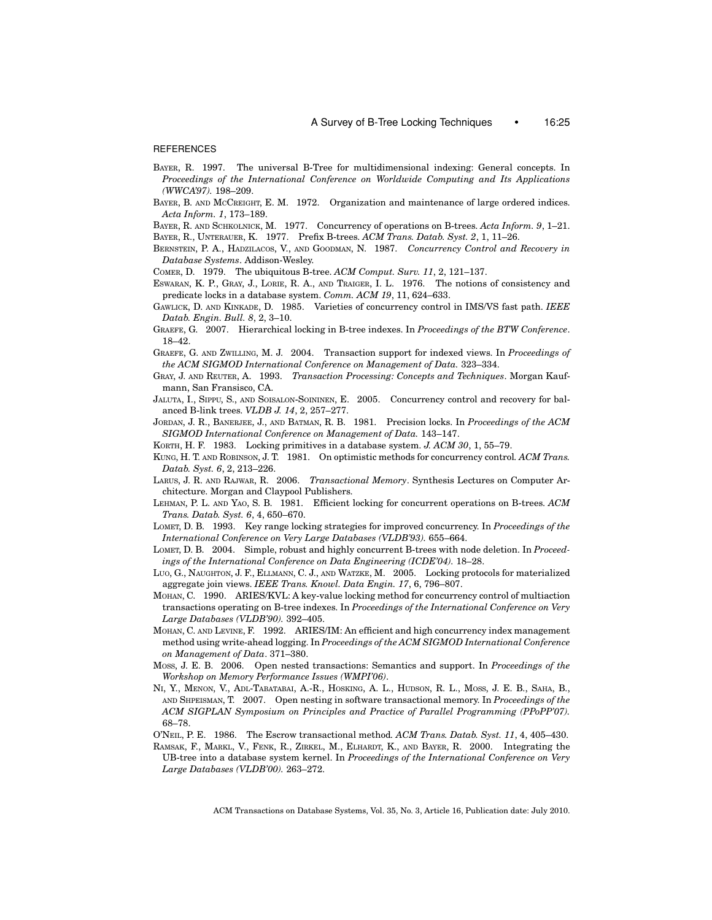## REFERENCES

Bayer, R. 1997. The universal B-Tree for multidimensional indexing: General concepts. In *Proceedings of the International Conference on Worldwide Computing and Its Applications (WWCA'97).* 198–209.

Bayer, B. and McCreight, E. M. 1972. Organization and maintenance of large ordered indices. *Acta Inform. 1*, 173–189.

Bayer, R. and Schkolnick, M. 1977. Concurrency of operations on B-trees. *Acta Inform. 9*, 1–21.

Bayer, R., Unterauer, K. 1977. Prefix B-trees. *ACM Trans. Datab. Syst. 2*, 1, 11–26.

Bernstein, P. A., Hadzilacos, V., and Goodman, N. 1987. *Concurrency Control and Recovery in Database Systems*. Addison-Wesley.

Comer, D. 1979. The ubiquitous B-tree. *ACM Comput. Surv. 11*, 2, 121–137.

Eswaran, K. P., Gray, J., Lorie, R. A., and Traiger, I. L. 1976. The notions of consistency and predicate locks in a database system. *Comm. ACM 19*, 11, 624–633.

Gawlick, D. and Kinkade, D. 1985. Varieties of concurrency control in IMS/VS fast path. *IEEE Datab. Engin. Bull. 8*, 2, 3–10.

Graefe, G. 2007. Hierarchical locking in B-tree indexes. In *Proceedings of the BTW Conference*. 18–42.

Graefe, G. and Zwilling, M. J. 2004. Transaction support for indexed views. In *Proceedings of the ACM SIGMOD International Conference on Management of Data.* 323–334.

Gray, J. and Reuter, A. 1993. *Transaction Processing: Concepts and Techniques*. Morgan Kaufmann, San Fransisco, CA.

Jaluta, I., Sippu, S., and Soisalon-Soininen, E. 2005. Concurrency control and recovery for balanced B-link trees. *VLDB J. 14*, 2, 257–277.

Jordan, J. R., Banerjee, J., and Batman, R. B. 1981. Precision locks. In *Proceedings of the ACM SIGMOD International Conference on Management of Data.* 143–147.

Korth, H. F. 1983. Locking primitives in a database system. *J. ACM 30*, 1, 55–79.

Kung, H. T. and Robinson, J. T. 1981. On optimistic methods for concurrency control. *ACM Trans. Datab. Syst. 6*, 2, 213–226.

Larus, J. R. and Rajwar, R. 2006. *Transactional Memory*. Synthesis Lectures on Computer Architecture. Morgan and Claypool Publishers.

Lehman, P. L. and Yao, S. B. 1981. Efficient locking for concurrent operations on B-trees. *ACM Trans. Datab. Syst. 6*, 4, 650–670.

Lomet, D. B. 1993. Key range locking strategies for improved concurrency. In *Proceedings of the International Conference on Very Large Databases (VLDB'93).* 655–664.

Lomet, D. B. 2004. Simple, robust and highly concurrent B-trees with node deletion. In *Proceedings of the International Conference on Data Engineering (ICDE'04).* 18–28.

Luo, G., Naughton, J. F., Ellmann, C. J., and Watzke, M. 2005. Locking protocols for materialized aggregate join views. *IEEE Trans. Knowl. Data Engin. 17*, 6, 796–807.

Mohan, C. 1990. ARIES/KVL: A key-value locking method for concurrency control of multiaction transactions operating on B-tree indexes. In *Proceedings of the International Conference on Very Large Databases (VLDB'90).* 392–405.

Mohan, C. and Levine, F. 1992. ARIES/IM: An efficient and high concurrency index management method using write-ahead logging. In *Proceedings of the ACM SIGMOD International Conference on Management of Data*. 371–380.

Moss, J. E. B. 2006. Open nested transactions: Semantics and support. In *Proceedings of the Workshop on Memory Performance Issues (WMPI'06)*.

Ni, Y., Menon, V., Adl-Tabatabai, A.-R., Hosking, A. L., Hudson, R. L., Moss, J. E. B., Saha, B., and Shpeisman, T. 2007. Open nesting in software transactional memory. In *Proceedings of the ACM SIGPLAN Symposium on Principles and Practice of Parallel Programming (PPoPP'07).* 68–78.

O'Neil, P. E. 1986. The Escrow transactional method. *ACM Trans. Datab. Syst. 11*, 4, 405–430.

Ramsak, F., Markl, V., Fenk, R., Zirkel, M., Elhardt, K., and Bayer, R. 2000. Integrating the UB-tree into a database system kernel. In *Proceedings of the International Conference on Very Large Databases (VLDB'00).* 263–272.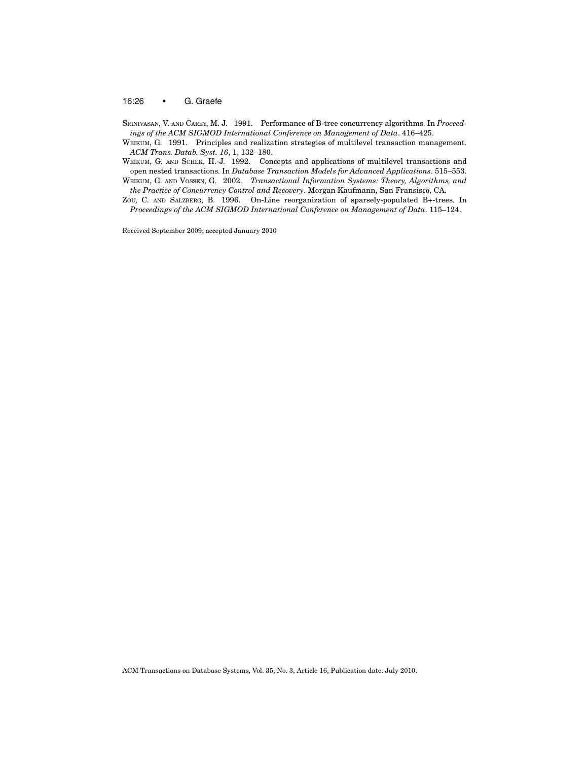Srinivasan, V. and Carey, M. J. 1991. Performance of B-tree concurrency algorithms. In *Proceedings of the ACM SIGMOD International Conference on Management of Data*. 416–425.

Weikum, G. 1991. Principles and realization strategies of multilevel transaction management. *ACM Trans. Datab. Syst. 16*, 1, 132–180.

Weikum, G. and Schek, H.-J. 1992. Concepts and applications of multilevel transactions and open nested transactions. In *Database Transaction Models for Advanced Applications*. 515–553.

Weikum, G. and Vossen, G. 2002. *Transactional Information Systems: Theory, Algorithms, and the Practice of Concurrency Control and Recovery*. Morgan Kaufmann, San Fransisco, CA.

Zou, C. and Salzberg, B. 1996. On-Line reorganization of sparsely-populated B+-trees. In *Proceedings of the ACM SIGMOD International Conference on Management of Data*. 115–124.

Received September 2009; accepted January 2010